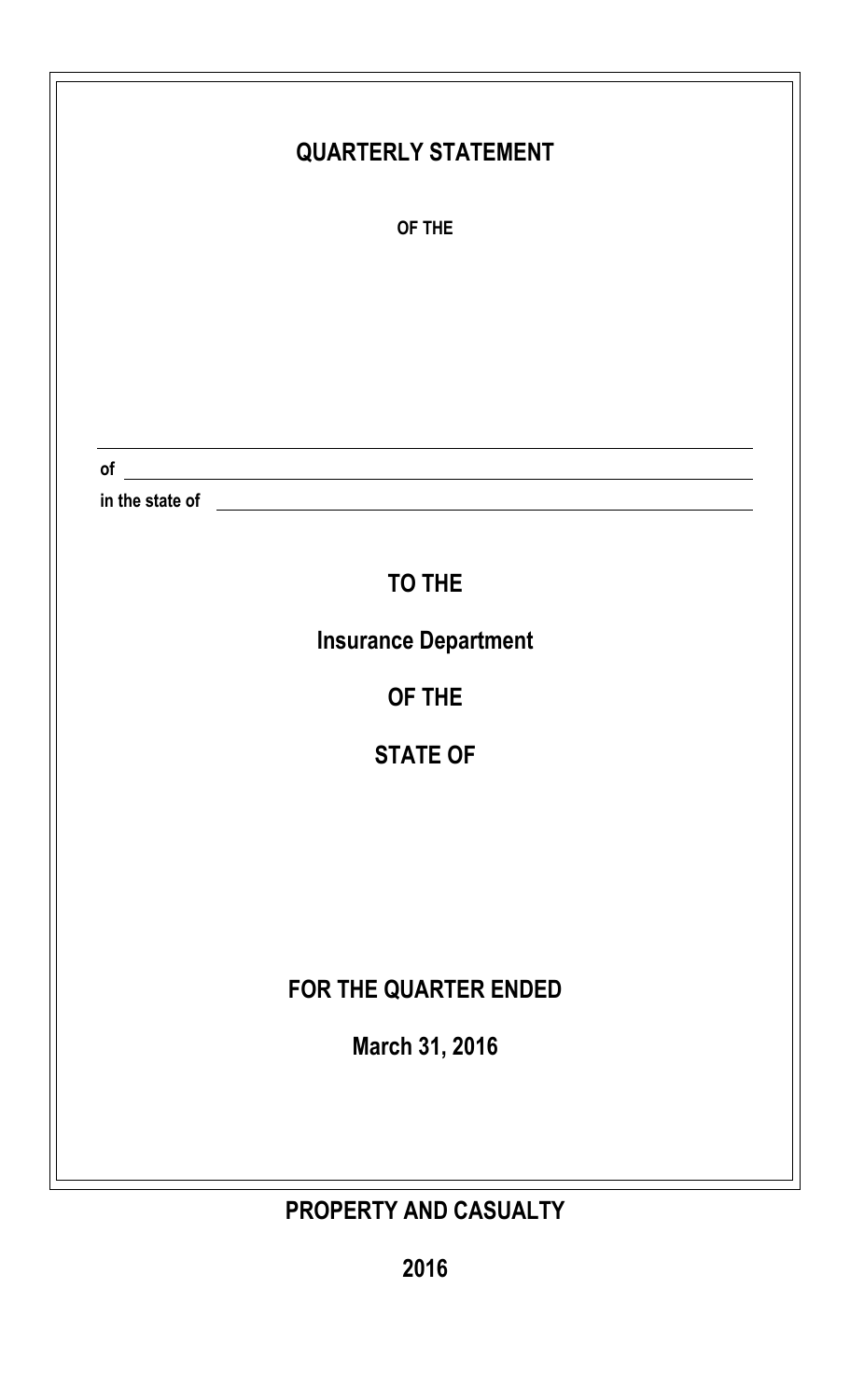# QUARTERLY STATEMENT

**OF THE**

**of**

**in the state of**

## TO THE

## Insurance Department

## OF THE

## STATE OF

## FOR THE QUARTER ENDED

## March 31, 2016

## PROPERTY AND CASUALTY

## 2016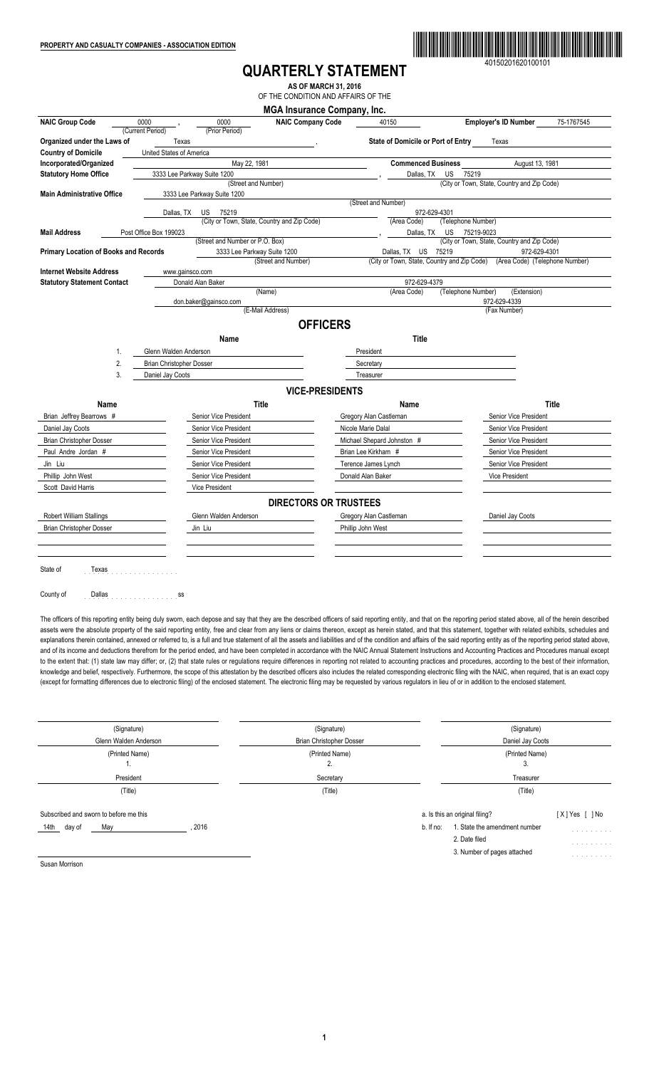**PROPERTY AND CASUALTY COMPANIES - ASSOCIATION EDITION**

40150201620100101

# QUARTERLY STATEMENT

**AS OF MARCH 31, 2016**

OF THE CONDITION AND AFFAIRS OF THE

**MGA Insurance Company, Inc.**

| | | | | |
|---|---|---|---|---|
| **NAIC Group Code** | 0000 (Current Period), 0000 (Prior Period) | **NAIC Company Code** 40150 | **Employer's ID Number** | 75-1767545 |
| **Organized under the Laws of** | Texas | **State of Domicile or Port of Entry** | Texas | |
| **Country of Domicile** | United States of America | | | |
| **Incorporated/Organized** | May 22, 1981 | **Commenced Business** | August 13, 1981 | |
| **Statutory Home Office** | 3333 Lee Parkway Suite 1200 (Street and Number) | Dallas, TX US 75219 (City or Town, State, Country and Zip Code) | | |
| **Main Administrative Office** | 3333 Lee Parkway Suite 1200 (Street and Number) | | | |
| | Dallas, TX US 75219 (City or Town, State, Country and Zip Code) | 972-629-4301 (Area Code) (Telephone Number) | | |
| **Mail Address** | Post Office Box 199023 (Street and Number or P.O. Box) | Dallas, TX US 75219-9023 (City or Town, State, Country and Zip Code) | | |
| **Primary Location of Books and Records** | 3333 Lee Parkway Suite 1200 (Street and Number) | Dallas, TX US 75219 (City or Town, State, Country and Zip Code) | 972-629-4301 (Area Code) (Telephone Number) | |
| **Internet Website Address** | www.gainsco.com | | | |
| **Statutory Statement Contact** | Donald Alan Baker (Name) | 972-629-4379 (Area Code) (Telephone Number) (Extension) | | |
| | don.baker@gainsco.com (E-Mail Address) | 972-629-4339 (Fax Number) | | |

## OFFICERS

| | Name | Title |
|---|---|---|
| 1. | Glenn Walden Anderson | President |
| 2. | Brian Christopher Dosser | Secretary |
| 3. | Daniel Jay Coots | Treasurer |

## VICE-PRESIDENTS

| Name | Title | Name | Title |
|---|---|---|---|
| Brian Jeffrey Bearrows # | Senior Vice President | Gregory Alan Castleman | Senior Vice President |
| Daniel Jay Coots | Senior Vice President | Nicole Marie Dalal | Senior Vice President |
| Brian Christopher Dosser | Senior Vice President | Michael Shepard Johnston # | Senior Vice President |
| Paul Andre Jordan # | Senior Vice President | Brian Lee Kirkham # | Senior Vice President |
| Jin Liu | Senior Vice President | Terence James Lynch | Senior Vice President |
| Phillip John West | Senior Vice President | Donald Alan Baker | Vice President |
| Scott David Harris | Vice President | | |

## DIRECTORS OR TRUSTEES

| | | | |
|---|---|---|---|
| Robert William Stallings | Glenn Walden Anderson | Gregory Alan Castleman | Daniel Jay Coots |
| Brian Christopher Dosser | Jin Liu | Phillip John West | |

State of Texas

County of Dallas ss

The officers of this reporting entity being duly sworn, each depose and say that they are the described officers of said reporting entity, and that on the reporting period stated above, all of the herein described assets were the absolute property of the said reporting entity, free and clear from any liens or claims thereon, except as herein stated, and that this statement, together with related exhibits, schedules and explanations therein contained, annexed or referred to, is a full and true statement of all the assets and liabilities and of the condition and affairs of the said reporting entity as of the reporting period stated above, and of its income and deductions therefrom for the period ended, and have been completed in accordance with the NAIC Annual Statement Instructions and Accounting Practices and Procedures manual except to the extent that: (1) state law may differ; or, (2) that state rules or regulations require differences in reporting not related to accounting practices and procedures, according to the best of their information, knowledge and belief, respectively. Furthermore, the scope of this attestation by the described officers also includes the related corresponding electronic filing with the NAIC, when required, that is an exact copy (except for formatting differences due to electronic filing) of the enclosed statement. The electronic filing may be requested by various regulators in lieu of or in addition to the enclosed statement.

| (Signature) | (Signature) | (Signature) |
|---|---|---|
| Glenn Walden Anderson | Brian Christopher Dosser | Daniel Jay Coots |
| (Printed Name) 1. | (Printed Name) 2. | (Printed Name) 3. |
| President | Secretary | Treasurer |
| (Title) | (Title) | (Title) |

Subscribed and sworn to before me this 14th day of May, 2016

a. Is this an original filing? [ X ] Yes [ ] No

b. If no:
1. State the amendment number
2. Date filed
3. Number of pages attached

Susan Morrison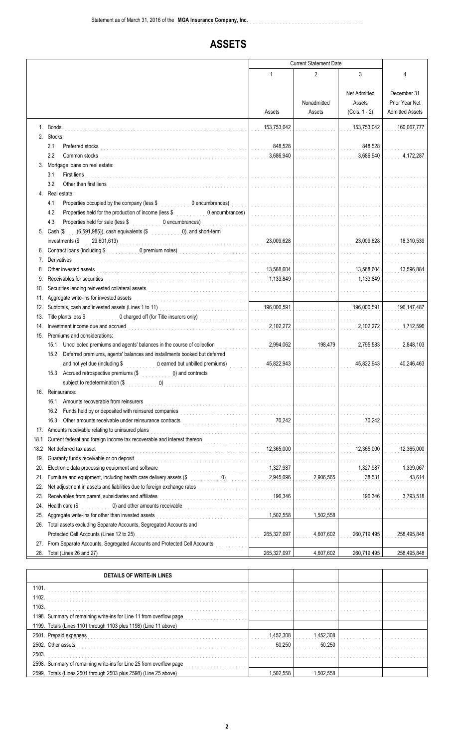Statement as of March 31, 2016 of the **MGA Insurance Company, Inc.**

# ASSETS

| | Current Statement Date | | | |
|---|---|---|---|---|
| | 1<br>Assets | 2<br>Nonadmitted Assets | 3<br>Net Admitted Assets (Cols. 1 - 2) | 4<br>December 31 Prior Year Net Admitted Assets |
| 1. Bonds | 153,753,042 | | 153,753,042 | 160,067,777 |
| 2. Stocks: | | | | |
| 2.1 Preferred stocks | 848,528 | | 848,528 | |
| 2.2 Common stocks | 3,686,940 | | 3,686,940 | 4,172,287 |
| 3. Mortgage loans on real estate: | | | | |
| 3.1 First liens | | | | |
| 3.2 Other than first liens | | | | |
| 4. Real estate: | | | | |
| 4.1 Properties occupied by the company (less $ 0 encumbrances) | | | | |
| 4.2 Properties held for the production of income (less $ 0 encumbrances) | | | | |
| 4.3 Properties held for sale (less $ 0 encumbrances) | | | | |
| 5. Cash ($ (6,591,985)), cash equivalents ($ 0), and short-term investments ($ 29,601,613) | 23,009,628 | | 23,009,628 | 18,310,539 |
| 6. Contract loans (including $ 0 premium notes) | | | | |
| 7. Derivatives | | | | |
| 8. Other invested assets | 13,568,604 | | 13,568,604 | 13,596,884 |
| 9. Receivables for securities | 1,133,849 | | 1,133,849 | |
| 10. Securities lending reinvested collateral assets | | | | |
| 11. Aggregate write-ins for invested assets | | | | |
| 12. Subtotals, cash and invested assets (Lines 1 to 11) | 196,000,591 | | 196,000,591 | 196,147,487 |
| 13. Title plants less $ 0 charged off (for Title insurers only) | | | | |
| 14. Investment income due and accrued | 2,102,272 | | 2,102,272 | 1,712,596 |
| 15. Premiums and considerations: | | | | |
| 15.1 Uncollected premiums and agents' balances in the course of collection | 2,994,062 | 198,479 | 2,795,583 | 2,848,103 |
| 15.2 Deferred premiums, agents' balances and installments booked but deferred and not yet due (including $ 0 earned but unbilled premiums) | 45,822,943 | | 45,822,943 | 40,246,463 |
| 15.3 Accrued retrospective premiums ($ 0) and contracts subject to redetermination ($ 0) | | | | |
| 16. Reinsurance: | | | | |
| 16.1 Amounts recoverable from reinsurers | | | | |
| 16.2 Funds held by or deposited with reinsured companies | | | | |
| 16.3 Other amounts receivable under reinsurance contracts | 70,242 | | 70,242 | |
| 17. Amounts receivable relating to uninsured plans | | | | |
| 18.1 Current federal and foreign income tax recoverable and interest thereon | | | | |
| 18.2 Net deferred tax asset | 12,365,000 | | 12,365,000 | 12,365,000 |
| 19. Guaranty funds receivable or on deposit | | | | |
| 20. Electronic data processing equipment and software | 1,327,987 | | 1,327,987 | 1,339,067 |
| 21. Furniture and equipment, including health care delivery assets ($ 0) | 2,945,096 | 2,906,565 | 38,531 | 43,614 |
| 22. Net adjustment in assets and liabilities due to foreign exchange rates | | | | |
| 23. Receivables from parent, subsidiaries and affiliates | 196,346 | | 196,346 | 3,793,518 |
| 24. Health care ($ 0) and other amounts receivable | | | | |
| 25. Aggregate write-ins for other than invested assets | 1,502,558 | 1,502,558 | | |
| 26. Total assets excluding Separate Accounts, Segregated Accounts and Protected Cell Accounts (Lines 12 to 25) | 265,327,097 | 4,607,602 | 260,719,495 | 258,495,848 |
| 27. From Separate Accounts, Segregated Accounts and Protected Cell Accounts | | | | |
| 28. Total (Lines 26 and 27) | 265,327,097 | 4,607,602 | 260,719,495 | 258,495,848 |

| DETAILS OF WRITE-IN LINES | | | | |
|---|---|---|---|---|
| 1101. | | | | |
| 1102. | | | | |
| 1103. | | | | |
| 1198. Summary of remaining write-ins for Line 11 from overflow page | | | | |
| 1199. Totals (Lines 1101 through 1103 plus 1198) (Line 11 above) | | | | |
| 2501. Prepaid expenses | 1,452,308 | 1,452,308 | | |
| 2502. Other assets | 50,250 | 50,250 | | |
| 2503. | | | | |
| 2598. Summary of remaining write-ins for Line 25 from overflow page | | | | |
| 2599. Totals (Lines 2501 through 2503 plus 2598) (Line 25 above) | 1,502,558 | 1,502,558 | | |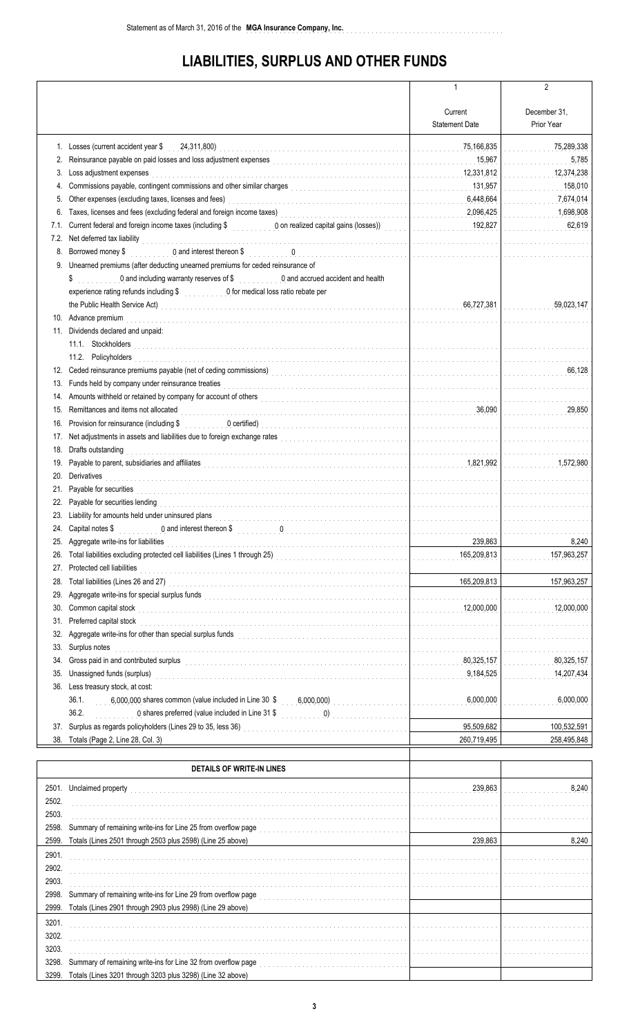# LIABILITIES, SURPLUS AND OTHER FUNDS

| | | 1 | 2 |
|---|---|---|---|
| | | Current Statement Date | December 31, Prior Year |
| 1. | Losses (current accident year $ 24,311,800) | 75,166,835 | 75,289,338 |
| 2. | Reinsurance payable on paid losses and loss adjustment expenses | 15,967 | 5,785 |
| 3. | Loss adjustment expenses | 12,331,812 | 12,374,238 |
| 4. | Commissions payable, contingent commissions and other similar charges | 131,957 | 158,010 |
| 5. | Other expenses (excluding taxes, licenses and fees) | 6,448,664 | 7,674,014 |
| 6. | Taxes, licenses and fees (excluding federal and foreign income taxes) | 2,096,425 | 1,698,908 |
| 7.1. | Current federal and foreign income taxes (including $ 0 on realized capital gains (losses)) | 192,827 | 62,619 |
| 7.2. | Net deferred tax liability | | |
| 8. | Borrowed money $ 0 and interest thereon $ 0 | | |
| 9. | Unearned premiums (after deducting unearned premiums for ceded reinsurance of $ 0 and including warranty reserves of $ 0 and accrued accident and health experience rating refunds including $ 0 for medical loss ratio rebate per the Public Health Service Act) | 66,727,381 | 59,023,147 |
| 10. | Advance premium | | |
| 11. | Dividends declared and unpaid: | | |
| | 11.1. Stockholders | | |
| | 11.2. Policyholders | | |
| 12. | Ceded reinsurance premiums payable (net of ceding commissions) | | 66,128 |
| 13. | Funds held by company under reinsurance treaties | | |
| 14. | Amounts withheld or retained by company for account of others | | |
| 15. | Remittances and items not allocated | 36,090 | 29,850 |
| 16. | Provision for reinsurance (including $ 0 certified) | | |
| 17. | Net adjustments in assets and liabilities due to foreign exchange rates | | |
| 18. | Drafts outstanding | | |
| 19. | Payable to parent, subsidiaries and affiliates | 1,821,992 | 1,572,980 |
| 20. | Derivatives | | |
| 21. | Payable for securities | | |
| 22. | Payable for securities lending | | |
| 23. | Liability for amounts held under uninsured plans | | |
| 24. | Capital notes $ 0 and interest thereon $ 0 | | |
| 25. | Aggregate write-ins for liabilities | 239,863 | 8,240 |
| 26. | Total liabilities excluding protected cell liabilities (Lines 1 through 25) | 165,209,813 | 157,963,257 |
| 27. | Protected cell liabilities | | |
| 28. | Total liabilities (Lines 26 and 27) | 165,209,813 | 157,963,257 |
| 29. | Aggregate write-ins for special surplus funds | | |
| 30. | Common capital stock | 12,000,000 | 12,000,000 |
| 31. | Preferred capital stock | | |
| 32. | Aggregate write-ins for other than special surplus funds | | |
| 33. | Surplus notes | | |
| 34. | Gross paid in and contributed surplus | 80,325,157 | 80,325,157 |
| 35. | Unassigned funds (surplus) | 9,184,525 | 14,207,434 |
| 36. | Less treasury stock, at cost: | | |
| | 36.1. 6,000,000 shares common (value included in Line 30 $ 6,000,000) | 6,000,000 | 6,000,000 |
| | 36.2. 0 shares preferred (value included in Line 31 $ 0) | | |
| 37. | Surplus as regards policyholders (Lines 29 to 35, less 36) | 95,509,682 | 100,532,591 |
| 38. | Totals (Page 2, Line 28, Col. 3) | 260,719,495 | 258,495,848 |

| | DETAILS OF WRITE-IN LINES | | |
|---|---|---|---|
| 2501. | Unclaimed property | 239,863 | 8,240 |
| 2502. | | | |
| 2503. | | | |
| 2598. | Summary of remaining write-ins for Line 25 from overflow page | | |
| 2599. | Totals (Lines 2501 through 2503 plus 2598) (Line 25 above) | 239,863 | 8,240 |
| 2901. | | | |
| 2902. | | | |
| 2903. | | | |
| 2998. | Summary of remaining write-ins for Line 29 from overflow page | | |
| 2999. | Totals (Lines 2901 through 2903 plus 2998) (Line 29 above) | | |
| 3201. | | | |
| 3202. | | | |
| 3203. | | | |
| 3298. | Summary of remaining write-ins for Line 32 from overflow page | | |
| 3299. | Totals (Lines 3201 through 3203 plus 3298) (Line 32 above) | | |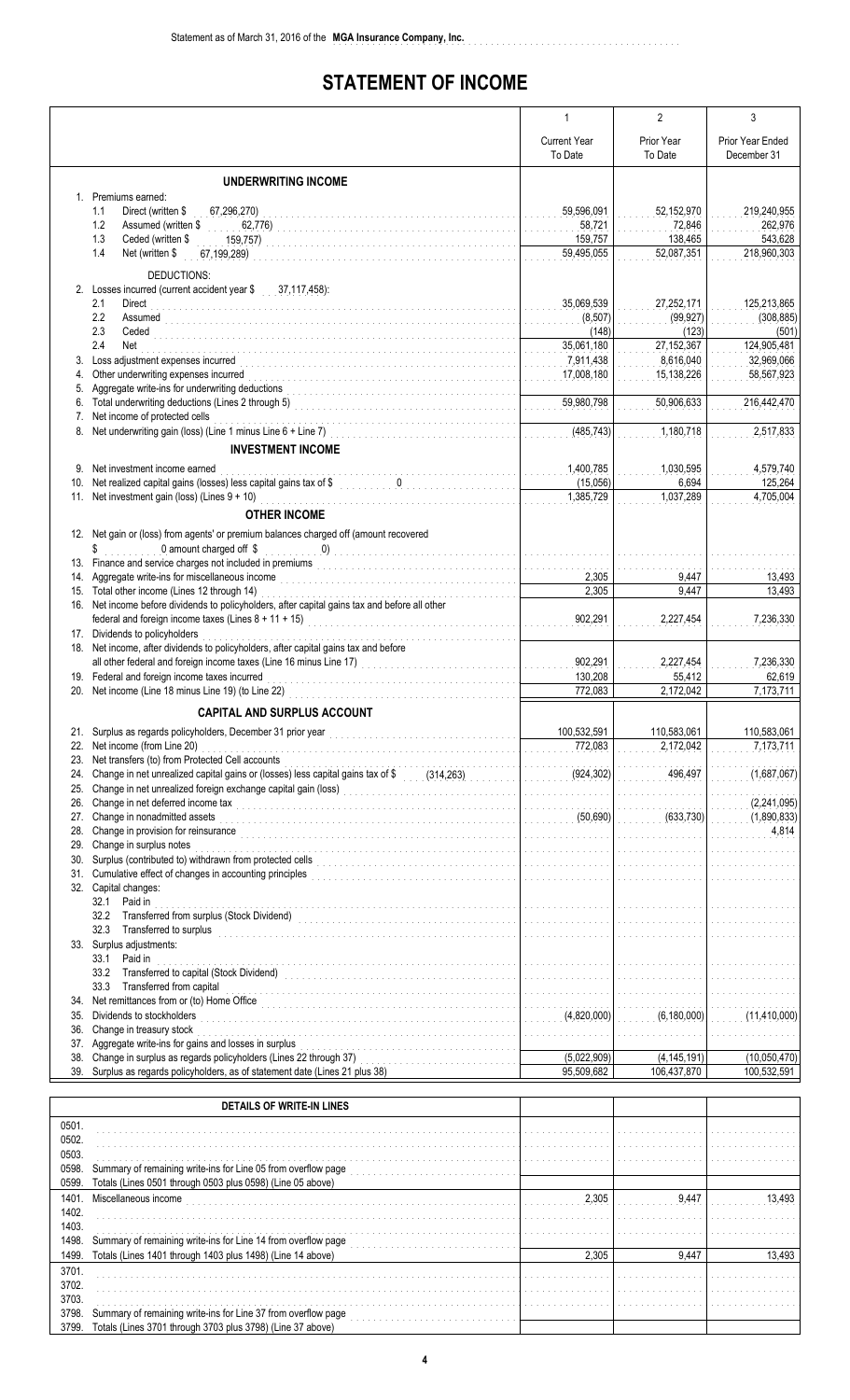Statement as of March 31, 2016 of the **MGA Insurance Company, Inc.**

# STATEMENT OF INCOME

| | 1<br>Current Year To Date | 2<br>Prior Year To Date | 3<br>Prior Year Ended December 31 |
|---|---|---|---|
| **UNDERWRITING INCOME** | | | |
| 1. Premiums earned: | | | |
| 1.1 Direct (written $ 67,296,270) | 59,596,091 | 52,152,970 | 219,240,955 |
| 1.2 Assumed (written $ 62,776) | 58,721 | 72,846 | 262,976 |
| 1.3 Ceded (written $ 159,757) | 159,757 | 138,465 | 543,628 |
| 1.4 Net (written $ 67,199,289) | 59,495,055 | 52,087,351 | 218,960,303 |
| DEDUCTIONS: | | | |
| 2. Losses incurred (current accident year $ 37,117,458): | | | |
| 2.1 Direct | 35,069,539 | 27,252,171 | 125,213,865 |
| 2.2 Assumed | (8,507) | (99,927) | (308,885) |
| 2.3 Ceded | (148) | (123) | (501) |
| 2.4 Net | 35,061,180 | 27,152,367 | 124,905,481 |
| 3. Loss adjustment expenses incurred | 7,911,438 | 8,616,040 | 32,969,066 |
| 4. Other underwriting expenses incurred | 17,008,180 | 15,138,226 | 58,567,923 |
| 5. Aggregate write-ins for underwriting deductions | | | |
| 6. Total underwriting deductions (Lines 2 through 5) | 59,980,798 | 50,906,633 | 216,442,470 |
| 7. Net income of protected cells | | | |
| 8. Net underwriting gain (loss) (Line 1 minus Line 6 + Line 7) | (485,743) | 1,180,718 | 2,517,833 |
| **INVESTMENT INCOME** | | | |
| 9. Net investment income earned | 1,400,785 | 1,030,595 | 4,579,740 |
| 10. Net realized capital gains (losses) less capital gains tax of $ 0 | (15,056) | 6,694 | 125,264 |
| 11. Net investment gain (loss) (Lines 9 + 10) | 1,385,729 | 1,037,289 | 4,705,004 |
| **OTHER INCOME** | | | |
| 12. Net gain or (loss) from agents' or premium balances charged off (amount recovered $ 0 amount charged off $ 0) | | | |
| 13. Finance and service charges not included in premiums | | | |
| 14. Aggregate write-ins for miscellaneous income | 2,305 | 9,447 | 13,493 |
| 15. Total other income (Lines 12 through 14) | 2,305 | 9,447 | 13,493 |
| 16. Net income before dividends to policyholders, after capital gains tax and before all other federal and foreign income taxes (Lines 8 + 11 + 15) | 902,291 | 2,227,454 | 7,236,330 |
| 17. Dividends to policyholders | | | |
| 18. Net income, after dividends to policyholders, after capital gains tax and before all other federal and foreign income taxes (Line 16 minus Line 17) | 902,291 | 2,227,454 | 7,236,330 |
| 19. Federal and foreign income taxes incurred | 130,208 | 55,412 | 62,619 |
| 20. Net income (Line 18 minus Line 19) (to Line 22) | 772,083 | 2,172,042 | 7,173,711 |
| **CAPITAL AND SURPLUS ACCOUNT** | | | |
| 21. Surplus as regards policyholders, December 31 prior year | 100,532,591 | 110,583,061 | 110,583,061 |
| 22. Net income (from Line 20) | 772,083 | 2,172,042 | 7,173,711 |
| 23. Net transfers (to) from Protected Cell accounts | | | |
| 24. Change in net unrealized capital gains or (losses) less capital gains tax of $ (314,263) | (924,302) | 496,497 | (1,687,067) |
| 25. Change in net unrealized foreign exchange capital gain (loss) | | | |
| 26. Change in net deferred income tax | | | (2,241,095) |
| 27. Change in nonadmitted assets | (50,690) | (633,730) | (1,890,833) |
| 28. Change in provision for reinsurance | | | 4,814 |
| 29. Change in surplus notes | | | |
| 30. Surplus (contributed to) withdrawn from protected cells | | | |
| 31. Cumulative effect of changes in accounting principles | | | |
| 32. Capital changes: | | | |
| 32.1 Paid in | | | |
| 32.2 Transferred from surplus (Stock Dividend) | | | |
| 32.3 Transferred to surplus | | | |
| 33. Surplus adjustments: | | | |
| 33.1 Paid in | | | |
| 33.2 Transferred to capital (Stock Dividend) | | | |
| 33.3 Transferred from capital | | | |
| 34. Net remittances from or (to) Home Office | | | |
| 35. Dividends to stockholders | (4,820,000) | (6,180,000) | (11,410,000) |
| 36. Change in treasury stock | | | |
| 37. Aggregate write-ins for gains and losses in surplus | | | |
| 38. Change in surplus as regards policyholders (Lines 22 through 37) | (5,022,909) | (4,145,191) | (10,050,470) |
| 39. Surplus as regards policyholders, as of statement date (Lines 21 plus 38) | 95,509,682 | 106,437,870 | 100,532,591 |

| DETAILS OF WRITE-IN LINES | | | |
|---|---|---|---|
| 0501. | | | |
| 0502. | | | |
| 0503. | | | |
| 0598. Summary of remaining write-ins for Line 05 from overflow page | | | |
| 0599. Totals (Lines 0501 through 0503 plus 0598) (Line 05 above) | | | |
| 1401. Miscellaneous income | 2,305 | 9,447 | 13,493 |
| 1402. | | | |
| 1403. | | | |
| 1498. Summary of remaining write-ins for Line 14 from overflow page | | | |
| 1499. Totals (Lines 1401 through 1403 plus 1498) (Line 14 above) | 2,305 | 9,447 | 13,493 |
| 3701. | | | |
| 3702. | | | |
| 3703. | | | |
| 3798. Summary of remaining write-ins for Line 37 from overflow page | | | |
| 3799. Totals (Lines 3701 through 3703 plus 3798) (Line 37 above) | | | |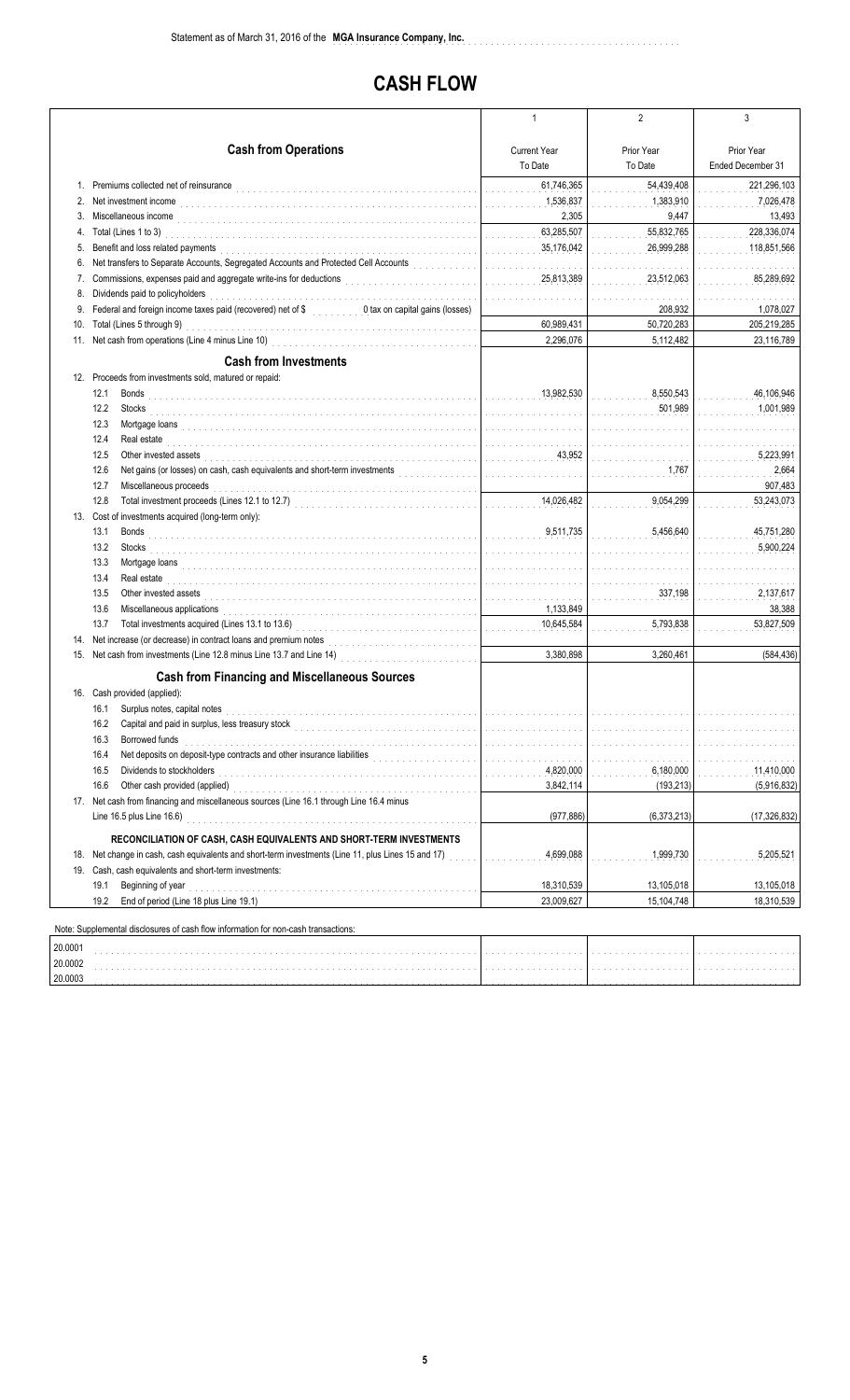Statement as of March 31, 2016 of the **MGA Insurance Company, Inc.**

# CASH FLOW

| | 1 | 2 | 3 |
|---|---|---|---|
| **Cash from Operations** | Current Year To Date | Prior Year To Date | Prior Year Ended December 31 |
| 1. Premiums collected net of reinsurance | 61,746,365 | 54,439,408 | 221,296,103 |
| 2. Net investment income | 1,536,837 | 1,383,910 | 7,026,478 |
| 3. Miscellaneous income | 2,305 | 9,447 | 13,493 |
| 4. Total (Lines 1 to 3) | 63,285,507 | 55,832,765 | 228,336,074 |
| 5. Benefit and loss related payments | 35,176,042 | 26,999,288 | 118,851,566 |
| 6. Net transfers to Separate Accounts, Segregated Accounts and Protected Cell Accounts | | | |
| 7. Commissions, expenses paid and aggregate write-ins for deductions | 25,813,389 | 23,512,063 | 85,289,692 |
| 8. Dividends paid to policyholders | | | |
| 9. Federal and foreign income taxes paid (recovered) net of $ 0 tax on capital gains (losses) | | 208,932 | 1,078,027 |
| 10. Total (Lines 5 through 9) | 60,989,431 | 50,720,283 | 205,219,285 |
| 11. Net cash from operations (Line 4 minus Line 10) | 2,296,076 | 5,112,482 | 23,116,789 |
| **Cash from Investments** | | | |
| 12. Proceeds from investments sold, matured or repaid: | | | |
| 12.1 Bonds | 13,982,530 | 8,550,543 | 46,106,946 |
| 12.2 Stocks | | 501,989 | 1,001,989 |
| 12.3 Mortgage loans | | | |
| 12.4 Real estate | | | |
| 12.5 Other invested assets | 43,952 | | 5,223,991 |
| 12.6 Net gains (or losses) on cash, cash equivalents and short-term investments | | 1,767 | 2,664 |
| 12.7 Miscellaneous proceeds | | | 907,483 |
| 12.8 Total investment proceeds (Lines 12.1 to 12.7) | 14,026,482 | 9,054,299 | 53,243,073 |
| 13. Cost of investments acquired (long-term only): | | | |
| 13.1 Bonds | 9,511,735 | 5,456,640 | 45,751,280 |
| 13.2 Stocks | | | 5,900,224 |
| 13.3 Mortgage loans | | | |
| 13.4 Real estate | | | |
| 13.5 Other invested assets | | 337,198 | 2,137,617 |
| 13.6 Miscellaneous applications | 1,133,849 | | 38,388 |
| 13.7 Total investments acquired (Lines 13.1 to 13.6) | 10,645,584 | 5,793,838 | 53,827,509 |
| 14. Net increase (or decrease) in contract loans and premium notes | | | |
| 15. Net cash from investments (Line 12.8 minus Line 13.7 and Line 14) | 3,380,898 | 3,260,461 | (584,436) |
| **Cash from Financing and Miscellaneous Sources** | | | |
| 16. Cash provided (applied): | | | |
| 16.1 Surplus notes, capital notes | | | |
| 16.2 Capital and paid in surplus, less treasury stock | | | |
| 16.3 Borrowed funds | | | |
| 16.4 Net deposits on deposit-type contracts and other insurance liabilities | | | |
| 16.5 Dividends to stockholders | 4,820,000 | 6,180,000 | 11,410,000 |
| 16.6 Other cash provided (applied) | 3,842,114 | (193,213) | (5,916,832) |
| 17. Net cash from financing and miscellaneous sources (Line 16.1 through Line 16.4 minus Line 16.5 plus Line 16.6) | (977,886) | (6,373,213) | (17,326,832) |
| **RECONCILIATION OF CASH, CASH EQUIVALENTS AND SHORT-TERM INVESTMENTS** | | | |
| 18. Net change in cash, cash equivalents and short-term investments (Line 11, plus Lines 15 and 17) | 4,699,088 | 1,999,730 | 5,205,521 |
| 19. Cash, cash equivalents and short-term investments: | | | |
| 19.1 Beginning of year | 18,310,539 | 13,105,018 | 13,105,018 |
| 19.2 End of period (Line 18 plus Line 19.1) | 23,009,627 | 15,104,748 | 18,310,539 |

Note: Supplemental disclosures of cash flow information for non-cash transactions:

| | | | |
|---|---|---|---|
| 20.0001 | | | |
| 20.0002 | | | |
| 20.0003 | | | |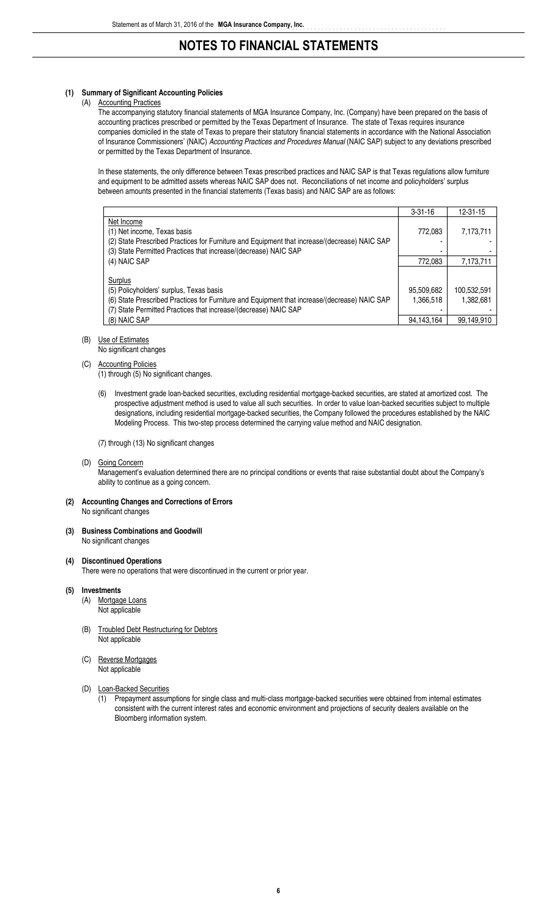# NOTES TO FINANCIAL STATEMENTS

**(1) Summary of Significant Accounting Policies**

(A) Accounting Practices

The accompanying statutory financial statements of MGA Insurance Company, Inc. (Company) have been prepared on the basis of accounting practices prescribed or permitted by the Texas Department of Insurance. The state of Texas requires insurance companies domiciled in the state of Texas to prepare their statutory financial statements in accordance with the National Association of Insurance Commissioners' (NAIC) *Accounting Practices and Procedures Manual* (NAIC SAP) subject to any deviations prescribed or permitted by the Texas Department of Insurance.

In these statements, the only difference between Texas prescribed practices and NAIC SAP is that Texas regulations allow furniture and equipment to be admitted assets whereas NAIC SAP does not. Reconciliations of net income and policyholders' surplus between amounts presented in the financial statements (Texas basis) and NAIC SAP are as follows:

| | 3-31-16 | 12-31-15 |
|---|---|---|
| Net Income | | |
| (1) Net income, Texas basis | 772,083 | 7,173,711 |
| (2) State Prescribed Practices for Furniture and Equipment that increase/(decrease) NAIC SAP | - | - |
| (3) State Permitted Practices that increase/(decrease) NAIC SAP | - | - |
| (4) NAIC SAP | 772,083 | 7,173,711 |
| | | |
| Surplus | | |
| (5) Policyholders' surplus, Texas basis | 95,509,682 | 100,532,591 |
| (6) State Prescribed Practices for Furniture and Equipment that increase/(decrease) NAIC SAP | 1,366,518 | 1,382,681 |
| (7) State Permitted Practices that increase/(decrease) NAIC SAP | - | - |
| (8) NAIC SAP | 94,143,164 | 99,149,910 |

(B) Use of Estimates

No significant changes

(C) Accounting Policies

(1) through (5) No significant changes.

(6) Investment grade loan-backed securities, excluding residential mortgage-backed securities, are stated at amortized cost. The prospective adjustment method is used to value all such securities. In order to value loan-backed securities subject to multiple designations, including residential mortgage-backed securities, the Company followed the procedures established by the NAIC Modeling Process. This two-step process determined the carrying value method and NAIC designation.

(7) through (13) No significant changes

(D) Going Concern

Management's evaluation determined there are no principal conditions or events that raise substantial doubt about the Company's ability to continue as a going concern.

**(2) Accounting Changes and Corrections of Errors**

No significant changes

**(3) Business Combinations and Goodwill**

No significant changes

**(4) Discontinued Operations**

There were no operations that were discontinued in the current or prior year.

**(5) Investments**

(A) Mortgage Loans

Not applicable

(B) Troubled Debt Restructuring for Debtors

Not applicable

(C) Reverse Mortgages

Not applicable

(D) Loan-Backed Securities

(1) Prepayment assumptions for single class and multi-class mortgage-backed securities were obtained from internal estimates consistent with the current interest rates and economic environment and projections of security dealers available on the Bloomberg information system.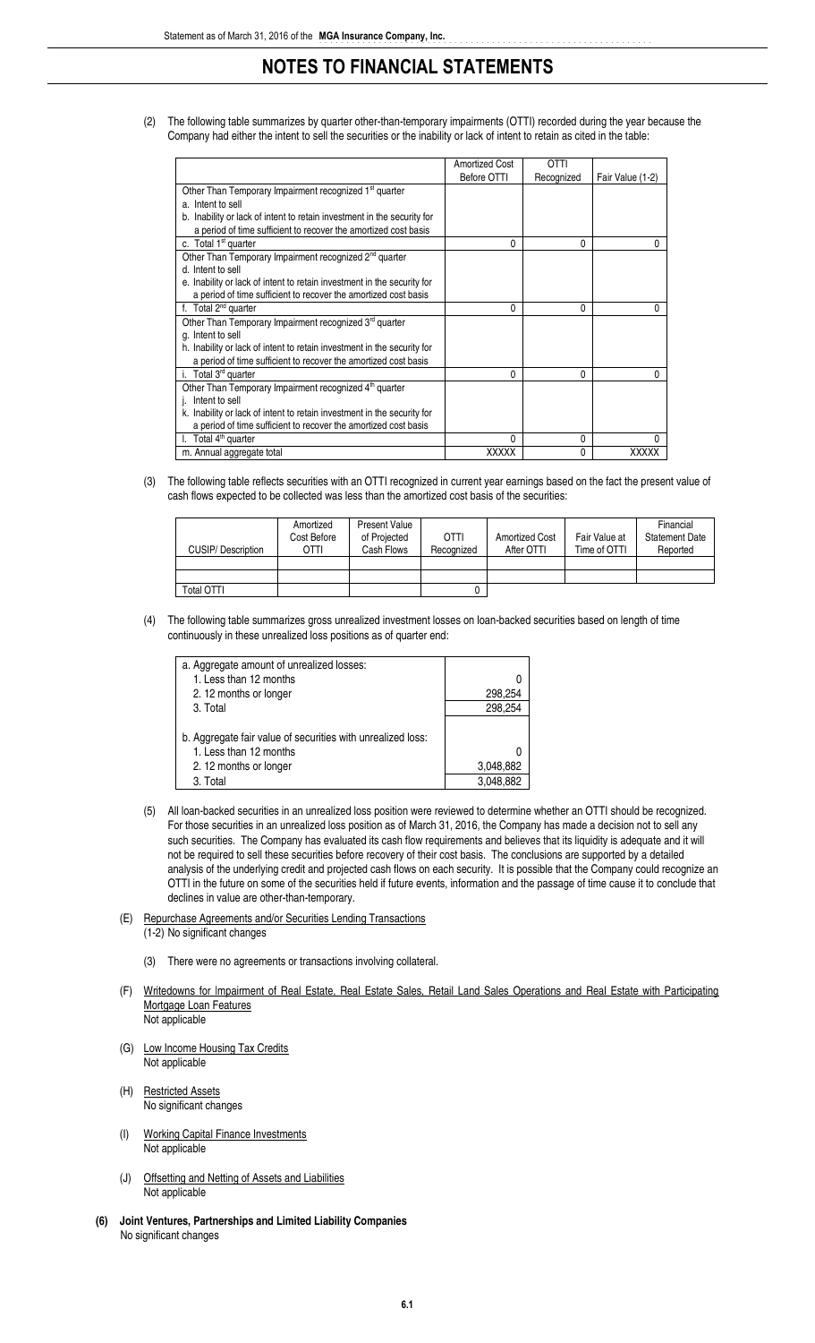# NOTES TO FINANCIAL STATEMENTS

(2) The following table summarizes by quarter other-than-temporary impairments (OTTI) recorded during the year because the Company had either the intent to sell the securities or the inability or lack of intent to retain as cited in the table:

| | Amortized Cost Before OTTI | OTTI Recognized | Fair Value (1-2) |
|---|---|---|---|
| Other Than Temporary Impairment recognized 1st quarter | | | |
| a. Intent to sell | | | |
| b. Inability or lack of intent to retain investment in the security for a period of time sufficient to recover the amortized cost basis | | | |
| c. Total 1st quarter | 0 | 0 | 0 |
| Other Than Temporary Impairment recognized 2nd quarter | | | |
| d. Intent to sell | | | |
| e. Inability or lack of intent to retain investment in the security for a period of time sufficient to recover the amortized cost basis | | | |
| f. Total 2nd quarter | 0 | 0 | 0 |
| Other Than Temporary Impairment recognized 3rd quarter | | | |
| g. Intent to sell | | | |
| h. Inability or lack of intent to retain investment in the security for a period of time sufficient to recover the amortized cost basis | | | |
| i. Total 3rd quarter | 0 | 0 | 0 |
| Other Than Temporary Impairment recognized 4th quarter | | | |
| j. Intent to sell | | | |
| k. Inability or lack of intent to retain investment in the security for a period of time sufficient to recover the amortized cost basis | | | |
| l. Total 4th quarter | 0 | 0 | 0 |
| m. Annual aggregate total | XXXXX | 0 | XXXXX |

(3) The following table reflects securities with an OTTI recognized in current year earnings based on the fact the present value of cash flows expected to be collected was less than the amortized cost basis of the securities:

| CUSIP/ Description | Amortized Cost Before OTTI | Present Value of Projected Cash Flows | OTTI Recognized | Amortized Cost After OTTI | Fair Value at Time of OTTI | Financial Statement Date Reported |
|---|---|---|---|---|---|---|
| | | | | | | |
| | | | | | | |
| Total OTTI | | | 0 | | | |

(4) The following table summarizes gross unrealized investment losses on loan-backed securities based on length of time continuously in these unrealized loss positions as of quarter end:

| | |
|---|---|
| a. Aggregate amount of unrealized losses: | |
| 1. Less than 12 months | 0 |
| 2. 12 months or longer | 298,254 |
| 3. Total | 298,254 |
| b. Aggregate fair value of securities with unrealized loss: | |
| 1. Less than 12 months | 0 |
| 2. 12 months or longer | 3,048,882 |
| 3. Total | 3,048,882 |

(5) All loan-backed securities in an unrealized loss position were reviewed to determine whether an OTTI should be recognized. For those securities in an unrealized loss position as of March 31, 2016, the Company has made a decision not to sell any such securities. The Company has evaluated its cash flow requirements and believes that its liquidity is adequate and it will not be required to sell these securities before recovery of their cost basis. The conclusions are supported by a detailed analysis of the underlying credit and projected cash flows on each security. It is possible that the Company could recognize an OTTI in the future on some of the securities held if future events, information and the passage of time cause it to conclude that declines in value are other-than-temporary.

(E) Repurchase Agreements and/or Securities Lending Transactions
(1-2) No significant changes

(3) There were no agreements or transactions involving collateral.

(F) Writedowns for Impairment of Real Estate, Real Estate Sales, Retail Land Sales Operations and Real Estate with Participating Mortgage Loan Features
Not applicable

(G) Low Income Housing Tax Credits
Not applicable

(H) Restricted Assets
No significant changes

(I) Working Capital Finance Investments
Not applicable

(J) Offsetting and Netting of Assets and Liabilities
Not applicable

**(6) Joint Ventures, Partnerships and Limited Liability Companies**
No significant changes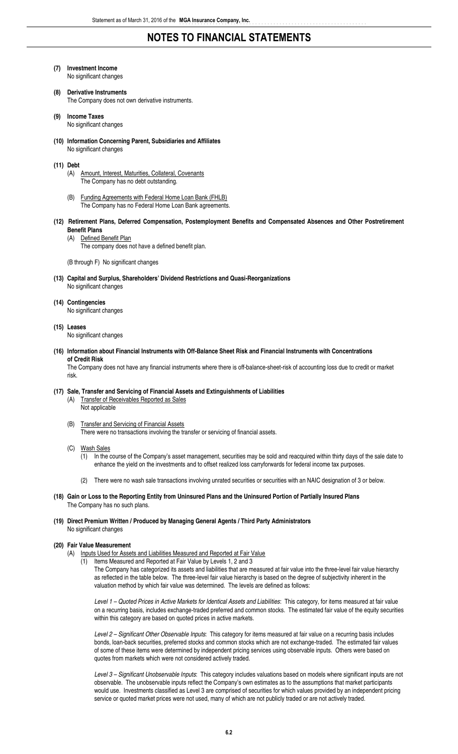# NOTES TO FINANCIAL STATEMENTS

**(7) Investment Income**
No significant changes

**(8) Derivative Instruments**
The Company does not own derivative instruments.

**(9) Income Taxes**
No significant changes

**(10) Information Concerning Parent, Subsidiaries and Affiliates**
No significant changes

**(11) Debt**

(A) Amount, Interest, Maturities, Collateral, Covenants
The Company has no debt outstanding.

(B) Funding Agreements with Federal Home Loan Bank (FHLB)
The Company has no Federal Home Loan Bank agreements.

**(12) Retirement Plans, Deferred Compensation, Postemployment Benefits and Compensated Absences and Other Postretirement Benefit Plans**

(A) Defined Benefit Plan
The company does not have a defined benefit plan.

(B through F) No significant changes

**(13) Capital and Surplus, Shareholders' Dividend Restrictions and Quasi-Reorganizations**
No significant changes

**(14) Contingencies**
No significant changes

**(15) Leases**
No significant changes

**(16) Information about Financial Instruments with Off-Balance Sheet Risk and Financial Instruments with Concentrations of Credit Risk**
The Company does not have any financial instruments where there is off-balance-sheet-risk of accounting loss due to credit or market risk.

**(17) Sale, Transfer and Servicing of Financial Assets and Extinguishments of Liabilities**

(A) Transfer of Receivables Reported as Sales
Not applicable

(B) Transfer and Servicing of Financial Assets
There were no transactions involving the transfer or servicing of financial assets.

(C) Wash Sales

(1) In the course of the Company's asset management, securities may be sold and reacquired within thirty days of the sale date to enhance the yield on the investments and to offset realized loss carryforwards for federal income tax purposes.

(2) There were no wash sale transactions involving unrated securities or securities with an NAIC designation of 3 or below.

**(18) Gain or Loss to the Reporting Entity from Uninsured Plans and the Uninsured Portion of Partially Insured Plans**
The Company has no such plans.

**(19) Direct Premium Written / Produced by Managing General Agents / Third Party Administrators**
No significant changes

**(20) Fair Value Measurement**

(A) Inputs Used for Assets and Liabilities Measured and Reported at Fair Value

(1) Items Measured and Reported at Fair Value by Levels 1, 2 and 3
The Company has categorized its assets and liabilities that are measured at fair value into the three-level fair value hierarchy as reflected in the table below. The three-level fair value hierarchy is based on the degree of subjectivity inherent in the valuation method by which fair value was determined. The levels are defined as follows:

*Level 1 – Quoted Prices in Active Markets for Identical Assets and Liabilities*: This category, for items measured at fair value on a recurring basis, includes exchange-traded preferred and common stocks. The estimated fair value of the equity securities within this category are based on quoted prices in active markets.

*Level 2 – Significant Other Observable Inputs*: This category for items measured at fair value on a recurring basis includes bonds, loan-back securities, preferred stocks and common stocks which are not exchange-traded. The estimated fair values of some of these items were determined by independent pricing services using observable inputs. Others were based on quotes from markets which were not considered actively traded.

*Level 3 – Significant Unobservable Inputs*: This category includes valuations based on models where significant inputs are not observable. The unobservable inputs reflect the Company's own estimates as to the assumptions that market participants would use. Investments classified as Level 3 are comprised of securities for which values provided by an independent pricing service or quoted market prices were not used, many of which are not publicly traded or are not actively traded.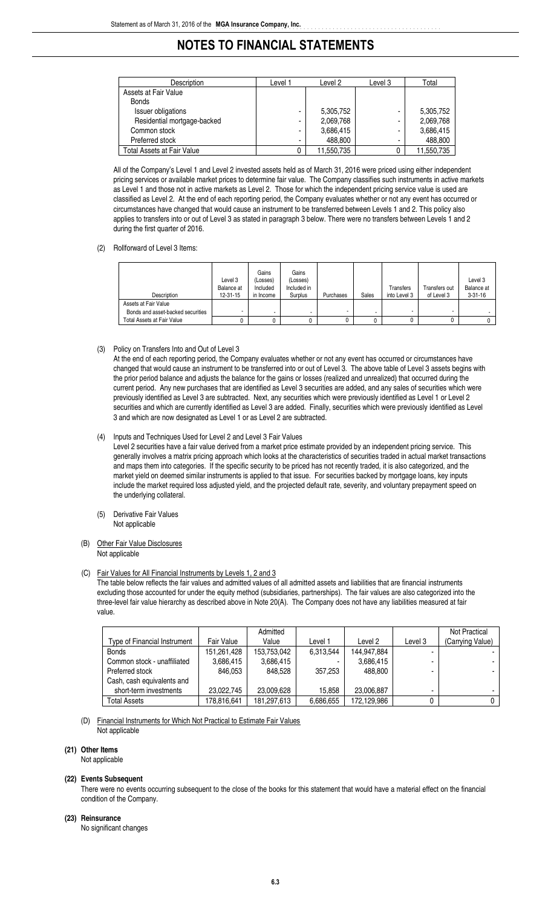# NOTES TO FINANCIAL STATEMENTS

| Description | Level 1 | Level 2 | Level 3 | Total |
|---|---|---|---|---|
| Assets at Fair Value | | | | |
| Bonds | | | | |
| Issuer obligations | - | 5,305,752 | - | 5,305,752 |
| Residential mortgage-backed | - | 2,069,768 | - | 2,069,768 |
| Common stock | - | 3,686,415 | - | 3,686,415 |
| Preferred stock | - | 488,800 | - | 488,800 |
| Total Assets at Fair Value | 0 | 11,550,735 | 0 | 11,550,735 |

All of the Company's Level 1 and Level 2 invested assets held as of March 31, 2016 were priced using either independent pricing services or available market prices to determine fair value. The Company classifies such instruments in active markets as Level 1 and those not in active markets as Level 2. Those for which the independent pricing service value is used are classified as Level 2. At the end of each reporting period, the Company evaluates whether or not any event has occurred or circumstances have changed that would cause an instrument to be transferred between Levels 1 and 2. This policy also applies to transfers into or out of Level 3 as stated in paragraph 3 below. There were no transfers between Levels 1 and 2 during the first quarter of 2016.

(2) Rollforward of Level 3 Items:

| Description | Level 3 Balance at 12-31-15 | Gains (Losses) Included in Income | Gains (Losses) Included in Surplus | Purchases | Sales | Transfers into Level 3 | Transfers out of Level 3 | Level 3 Balance at 3-31-16 |
|---|---|---|---|---|---|---|---|---|
| Assets at Fair Value | | | | | | | | |
| Bonds and asset-backed securities | - | - | - | - | - | - | - | - |
| Total Assets at Fair Value | 0 | 0 | 0 | 0 | 0 | 0 | 0 | 0 |

(3) Policy on Transfers Into and Out of Level 3

At the end of each reporting period, the Company evaluates whether or not any event has occurred or circumstances have changed that would cause an instrument to be transferred into or out of Level 3. The above table of Level 3 assets begins with the prior period balance and adjusts the balance for the gains or losses (realized and unrealized) that occurred during the current period. Any new purchases that are identified as Level 3 securities are added, and any sales of securities which were previously identified as Level 3 are subtracted. Next, any securities which were previously identified as Level 1 or Level 2 securities and which are currently identified as Level 3 are added. Finally, securities which were previously identified as Level 3 and which are now designated as Level 1 or as Level 2 are subtracted.

(4) Inputs and Techniques Used for Level 2 and Level 3 Fair Values

Level 2 securities have a fair value derived from a market price estimate provided by an independent pricing service. This generally involves a matrix pricing approach which looks at the characteristics of securities traded in actual market transactions and maps them into categories. If the specific security to be priced has not recently traded, it is also categorized, and the market yield on deemed similar instruments is applied to that issue. For securities backed by mortgage loans, key inputs include the market required loss adjusted yield, and the projected default rate, severity, and voluntary prepayment speed on the underlying collateral.

(5) Derivative Fair Values

Not applicable

(B) Other Fair Value Disclosures

Not applicable

(C) Fair Values for All Financial Instruments by Levels 1, 2 and 3

The table below reflects the fair values and admitted values of all admitted assets and liabilities that are financial instruments excluding those accounted for under the equity method (subsidiaries, partnerships). The fair values are also categorized into the three-level fair value hierarchy as described above in Note 20(A). The Company does not have any liabilities measured at fair value.

| Type of Financial Instrument | Fair Value | Admitted Value | Level 1 | Level 2 | Level 3 | Not Practical (Carrying Value) |
|---|---|---|---|---|---|---|
| Bonds | 151,261,428 | 153,753,042 | 6,313,544 | 144,947,884 | - | - |
| Common stock - unaffiliated | 3,686,415 | 3,686,415 | - | 3,686,415 | - | - |
| Preferred stock | 846,053 | 848,528 | 357,253 | 488,800 | - | - |
| Cash, cash equivalents and short-term investments | 23,022,745 | 23,009,628 | 15,858 | 23,006,887 | - | - |
| Total Assets | 178,816,641 | 181,297,613 | 6,686,655 | 172,129,986 | 0 | 0 |

(D) Financial Instruments for Which Not Practical to Estimate Fair Values

Not applicable

**(21) Other Items**

Not applicable

**(22) Events Subsequent**

There were no events occurring subsequent to the close of the books for this statement that would have a material effect on the financial condition of the Company.

**(23) Reinsurance**

No significant changes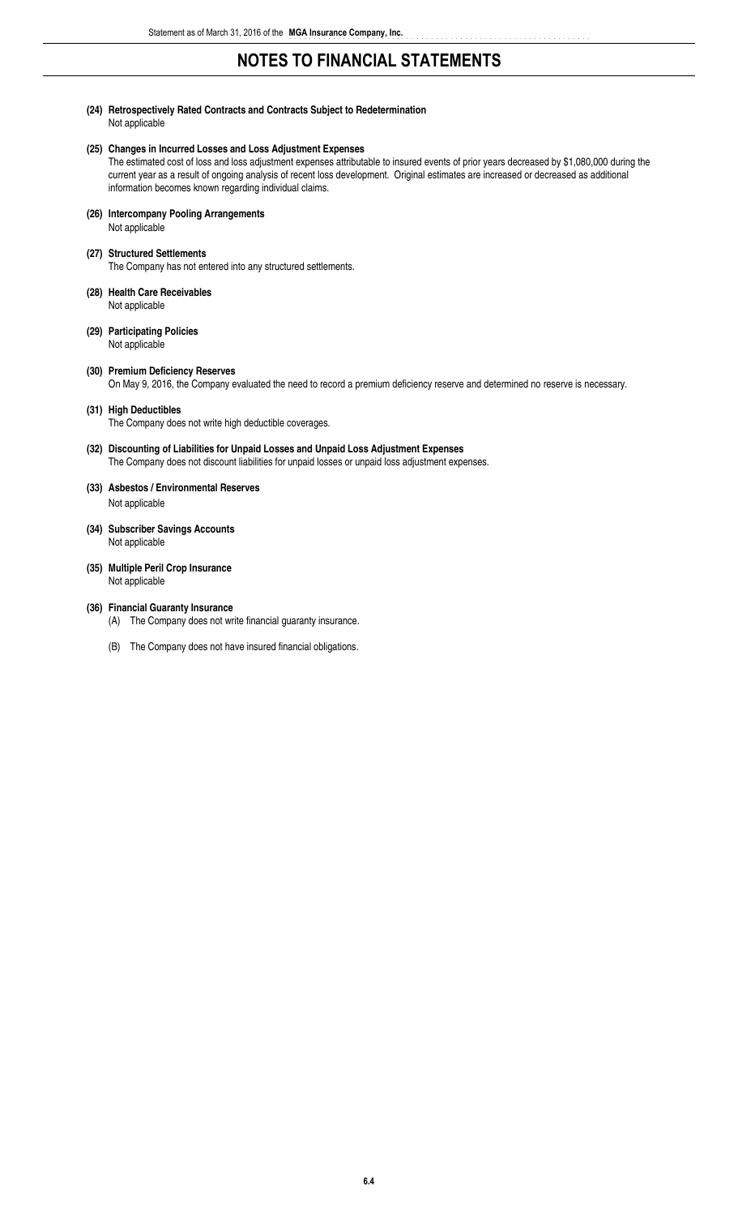# NOTES TO FINANCIAL STATEMENTS

**(24) Retrospectively Rated Contracts and Contracts Subject to Redetermination**

Not applicable

**(25) Changes in Incurred Losses and Loss Adjustment Expenses**

The estimated cost of loss and loss adjustment expenses attributable to insured events of prior years decreased by $1,080,000 during the current year as a result of ongoing analysis of recent loss development. Original estimates are increased or decreased as additional information becomes known regarding individual claims.

**(26) Intercompany Pooling Arrangements**

Not applicable

**(27) Structured Settlements**

The Company has not entered into any structured settlements.

**(28) Health Care Receivables**

Not applicable

**(29) Participating Policies**

Not applicable

**(30) Premium Deficiency Reserves**

On May 9, 2016, the Company evaluated the need to record a premium deficiency reserve and determined no reserve is necessary.

**(31) High Deductibles**

The Company does not write high deductible coverages.

**(32) Discounting of Liabilities for Unpaid Losses and Unpaid Loss Adjustment Expenses**

The Company does not discount liabilities for unpaid losses or unpaid loss adjustment expenses.

**(33) Asbestos / Environmental Reserves**

Not applicable

**(34) Subscriber Savings Accounts**

Not applicable

**(35) Multiple Peril Crop Insurance**

Not applicable

**(36) Financial Guaranty Insurance**

(A) The Company does not write financial guaranty insurance.

(B) The Company does not have insured financial obligations.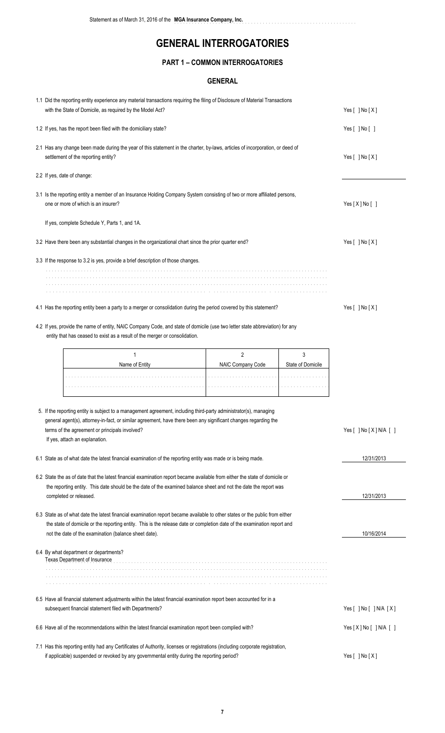# GENERAL INTERROGATORIES

## PART 1 – COMMON INTERROGATORIES

### GENERAL

1.1 Did the reporting entity experience any material transactions requiring the filing of Disclosure of Material Transactions with the State of Domicile, as required by the Model Act? Yes [ ] No [X]

1.2 If yes, has the report been filed with the domiciliary state? Yes [ ] No [ ]

2.1 Has any change been made during the year of this statement in the charter, by-laws, articles of incorporation, or deed of settlement of the reporting entity? Yes [ ] No [X]

2.2 If yes, date of change:

3.1 Is the reporting entity a member of an Insurance Holding Company System consisting of two or more affiliated persons, one or more of which is an insurer? Yes [X] No [ ]

If yes, complete Schedule Y, Parts 1, and 1A.

3.2 Have there been any substantial changes in the organizational chart since the prior quarter end? Yes [ ] No [X]

3.3 If the response to 3.2 is yes, provide a brief description of those changes.

4.1 Has the reporting entity been a party to a merger or consolidation during the period covered by this statement? Yes [ ] No [X]

4.2 If yes, provide the name of entity, NAIC Company Code, and state of domicile (use two letter state abbreviation) for any entity that has ceased to exist as a result of the merger or consolidation.

| 1<br>Name of Entity | 2<br>NAIC Company Code | 3<br>State of Domicile |
|---|---|---|
| | | |

5. If the reporting entity is subject to a management agreement, including third-party administrator(s), managing general agent(s), attorney-in-fact, or similar agreement, have there been any significant changes regarding the terms of the agreement or principals involved? Yes [ ] No [X] N/A [ ]
If yes, attach an explanation.

6.1 State as of what date the latest financial examination of the reporting entity was made or is being made. 12/31/2013

6.2 State the as of date that the latest financial examination report became available from either the state of domicile or the reporting entity. This date should be the date of the examined balance sheet and not the date the report was completed or released. 12/31/2013

6.3 State as of what date the latest financial examination report became available to other states or the public from either the state of domicile or the reporting entity. This is the release date or completion date of the examination report and not the date of the examination (balance sheet date). 10/16/2014

6.4 By what department or departments?
Texas Department of Insurance

6.5 Have all financial statement adjustments within the latest financial examination report been accounted for in a subsequent financial statement filed with Departments? Yes [ ] No [ ] N/A [X]

6.6 Have all of the recommendations within the latest financial examination report been complied with? Yes [X] No [ ] N/A [ ]

7.1 Has this reporting entity had any Certificates of Authority, licenses or registrations (including corporate registration, if applicable) suspended or revoked by any governmental entity during the reporting period? Yes [ ] No [X]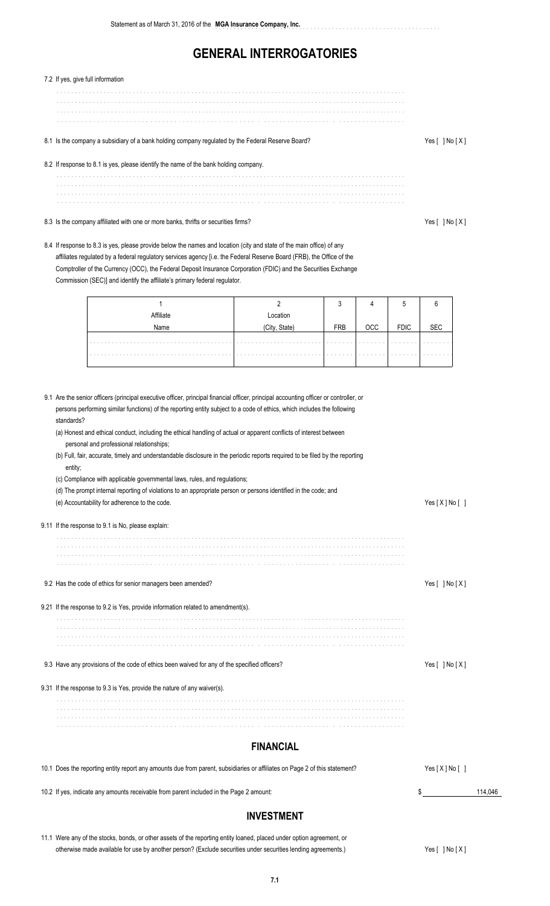# GENERAL INTERROGATORIES

7.2 If yes, give full information

8.1 Is the company a subsidiary of a bank holding company regulated by the Federal Reserve Board? Yes [ ] No [ X ]

8.2 If response to 8.1 is yes, please identify the name of the bank holding company.

8.3 Is the company affiliated with one or more banks, thrifts or securities firms? Yes [ ] No [ X ]

8.4 If response to 8.3 is yes, please provide below the names and location (city and state of the main office) of any affiliates regulated by a federal regulatory services agency [i.e. the Federal Reserve Board (FRB), the Office of the Comptroller of the Currency (OCC), the Federal Deposit Insurance Corporation (FDIC) and the Securities Exchange Commission (SEC)] and identify the affiliate's primary federal regulator.

| 1<br>Affiliate<br>Name | 2<br>Location<br>(City, State) | 3<br>FRB | 4<br>OCC | 5<br>FDIC | 6<br>SEC |
|---|---|---|---|---|---|
| | | | | | |
| | | | | | |

9.1 Are the senior officers (principal executive officer, principal financial officer, principal accounting officer or controller, or persons performing similar functions) of the reporting entity subject to a code of ethics, which includes the following standards?

(a) Honest and ethical conduct, including the ethical handling of actual or apparent conflicts of interest between personal and professional relationships;

(b) Full, fair, accurate, timely and understandable disclosure in the periodic reports required to be filed by the reporting entity;

(c) Compliance with applicable governmental laws, rules, and regulations;

(d) The prompt internal reporting of violations to an appropriate person or persons identified in the code; and

(e) Accountability for adherence to the code. Yes [ X ] No [ ]

9.11 If the response to 9.1 is No, please explain:

9.2 Has the code of ethics for senior managers been amended? Yes [ ] No [ X ]

9.21 If the response to 9.2 is Yes, provide information related to amendment(s).

9.3 Have any provisions of the code of ethics been waived for any of the specified officers? Yes [ ] No [ X ]

9.31 If the response to 9.3 is Yes, provide the nature of any waiver(s).

## FINANCIAL

10.1 Does the reporting entity report any amounts due from parent, subsidiaries or affiliates on Page 2 of this statement? Yes [ X ] No [ ]

10.2 If yes, indicate any amounts receivable from parent included in the Page 2 amount: $ 114,046

## INVESTMENT

11.1 Were any of the stocks, bonds, or other assets of the reporting entity loaned, placed under option agreement, or otherwise made available for use by another person? (Exclude securities under securities lending agreements.) Yes [ ] No [ X ]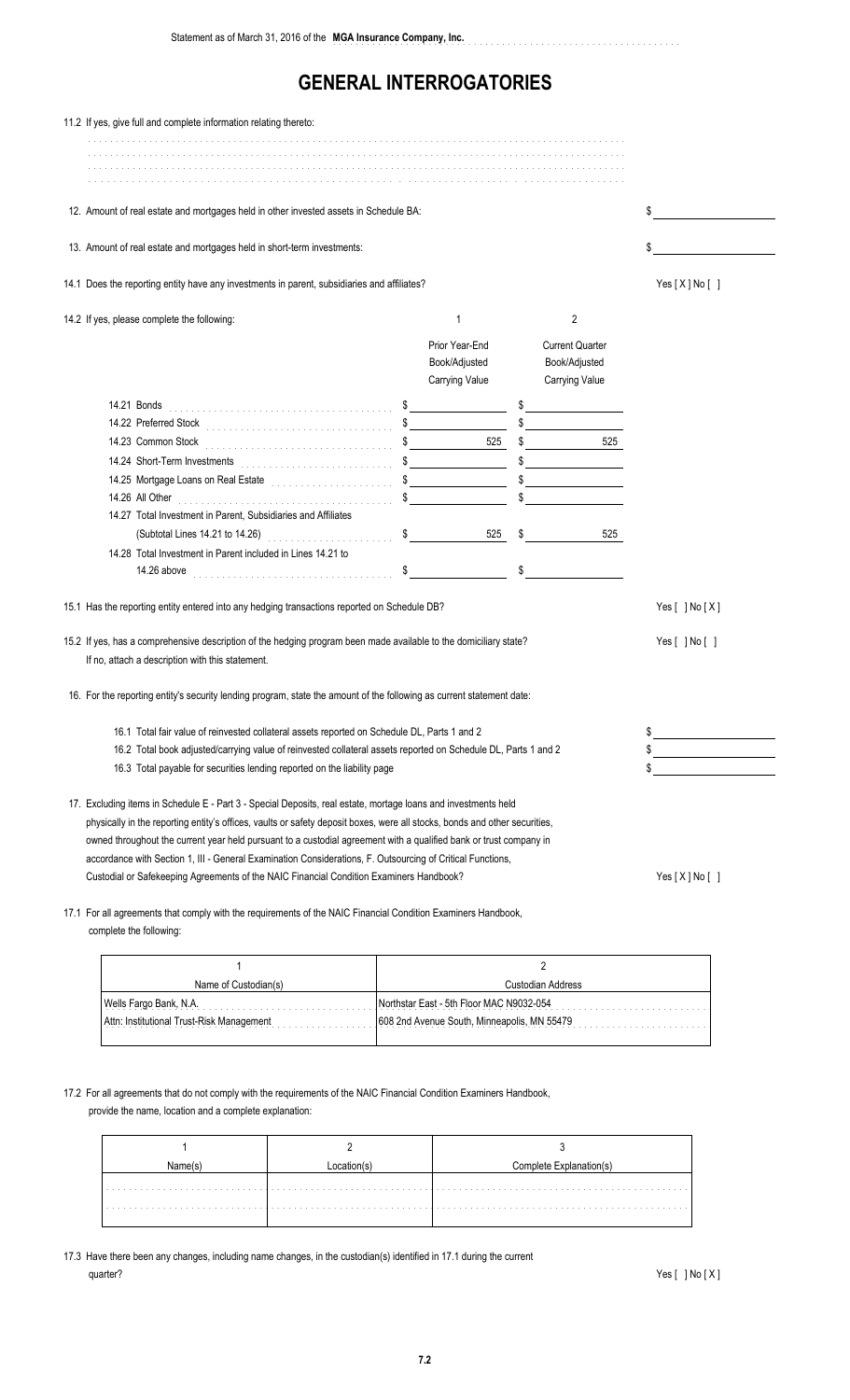# GENERAL INTERROGATORIES

11.2 If yes, give full and complete information relating thereto:

12. Amount of real estate and mortgages held in other invested assets in Schedule BA: $

13. Amount of real estate and mortgages held in short-term investments: $

14.1 Does the reporting entity have any investments in parent, subsidiaries and affiliates? Yes [ X ] No [ ]

14.2 If yes, please complete the following:

| | 1<br>Prior Year-End<br>Book/Adjusted<br>Carrying Value | 2<br>Current Quarter<br>Book/Adjusted<br>Carrying Value |
|---|---|---|
| 14.21 Bonds | $ | $ |
| 14.22 Preferred Stock | $ | $ |
| 14.23 Common Stock | $ 525 | $ 525 |
| 14.24 Short-Term Investments | $ | $ |
| 14.25 Mortgage Loans on Real Estate | $ | $ |
| 14.26 All Other | $ | $ |
| 14.27 Total Investment in Parent, Subsidiaries and Affiliates (Subtotal Lines 14.21 to 14.26) | $ 525 | $ 525 |
| 14.28 Total Investment in Parent included in Lines 14.21 to 14.26 above | $ | $ |

15.1 Has the reporting entity entered into any hedging transactions reported on Schedule DB? Yes [ ] No [ X ]

15.2 If yes, has a comprehensive description of the hedging program been made available to the domiciliary state? Yes [ ] No [ ]
If no, attach a description with this statement.

16. For the reporting entity's security lending program, state the amount of the following as current statement date:

16.1 Total fair value of reinvested collateral assets reported on Schedule DL, Parts 1 and 2 $
16.2 Total book adjusted/carrying value of reinvested collateral assets reported on Schedule DL, Parts 1 and 2 $
16.3 Total payable for securities lending reported on the liability page $

17. Excluding items in Schedule E - Part 3 - Special Deposits, real estate, mortage loans and investments held physically in the reporting entity's offices, vaults or safety deposit boxes, were all stocks, bonds and other securities, owned throughout the current year held pursuant to a custodial agreement with a qualified bank or trust company in accordance with Section 1, III - General Examination Considerations, F. Outsourcing of Critical Functions, Custodial or Safekeeping Agreements of the NAIC Financial Condition Examiners Handbook? Yes [ X ] No [ ]

17.1 For all agreements that comply with the requirements of the NAIC Financial Condition Examiners Handbook, complete the following:

| 1<br>Name of Custodian(s) | 2<br>Custodian Address |
|---|---|
| Wells Fargo Bank, N.A. | Northstar East - 5th Floor MAC N9032-054 |
| Attn: Institutional Trust-Risk Management | 608 2nd Avenue South, Minneapolis, MN 55479 |

17.2 For all agreements that do not comply with the requirements of the NAIC Financial Condition Examiners Handbook, provide the name, location and a complete explanation:

| 1<br>Name(s) | 2<br>Location(s) | 3<br>Complete Explanation(s) |
|---|---|---|
| | | |

17.3 Have there been any changes, including name changes, in the custodian(s) identified in 17.1 during the current quarter? Yes [ ] No [ X ]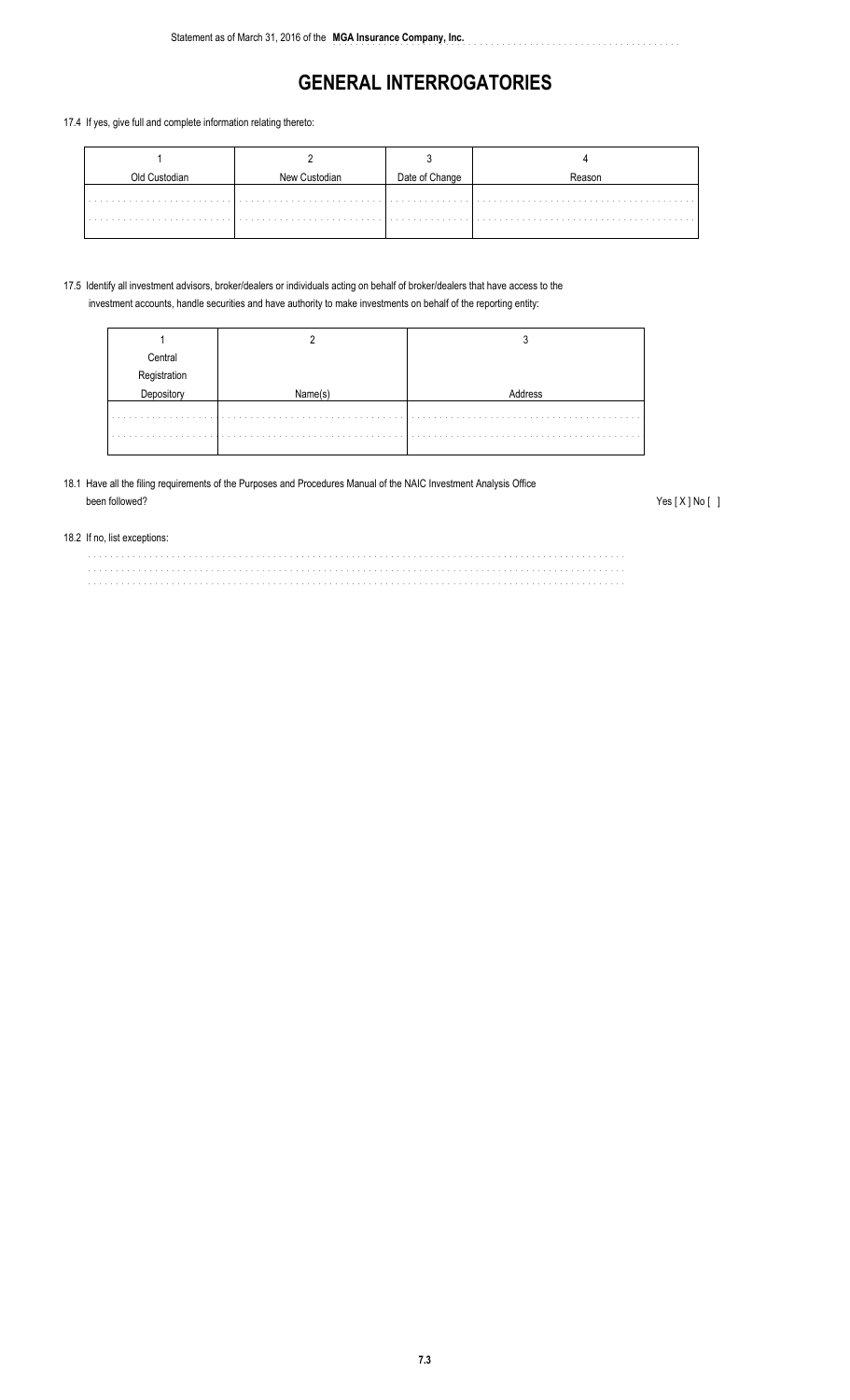# GENERAL INTERROGATORIES

17.4 If yes, give full and complete information relating thereto:

| 1 | 2 | 3 | 4 |
|---|---|---|---|
| Old Custodian | New Custodian | Date of Change | Reason |
| | | | |
| | | | |

17.5 Identify all investment advisors, broker/dealers or individuals acting on behalf of broker/dealers that have access to the investment accounts, handle securities and have authority to make investments on behalf of the reporting entity:

| 1 | 2 | 3 |
|---|---|---|
| Central Registration Depository | Name(s) | Address |
| | | |
| | | |

18.1 Have all the filing requirements of the Purposes and Procedures Manual of the NAIC Investment Analysis Office been followed? Yes [ X ] No [ ]

18.2 If no, list exceptions: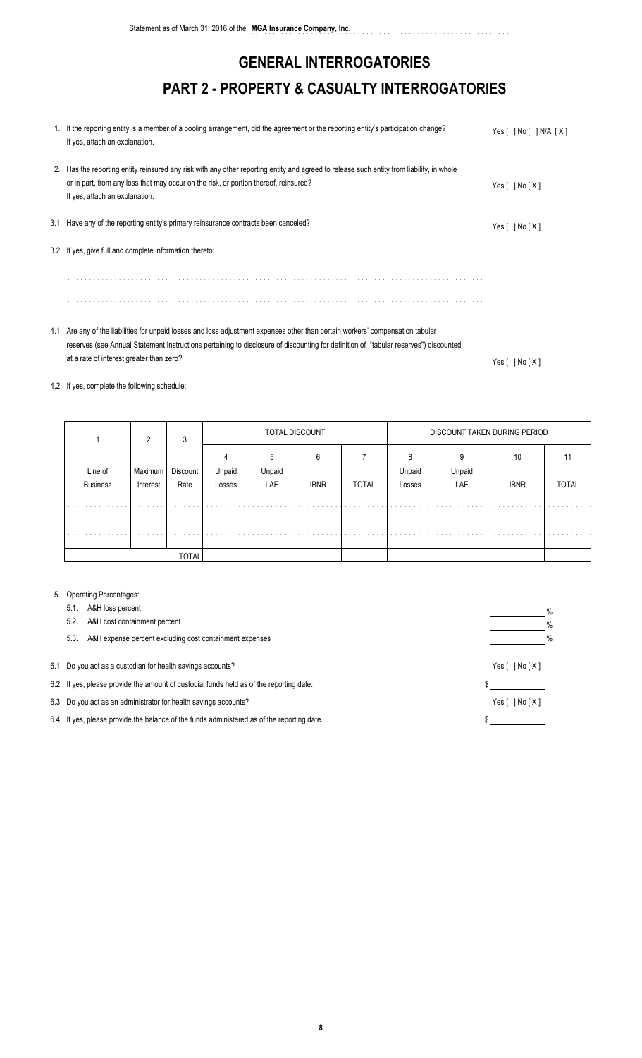# GENERAL INTERROGATORIES

## PART 2 - PROPERTY & CASUALTY INTERROGATORIES

1. If the reporting entity is a member of a pooling arrangement, did the agreement or the reporting entity's participation change? If yes, attach an explanation. Yes [ ] No [ ] N/A [ X ]

2. Has the reporting entity reinsured any risk with any other reporting entity and agreed to release such entity from liability, in whole or in part, from any loss that may occur on the risk, or portion thereof, reinsured? If yes, attach an explanation. Yes [ ] No [ X ]

3.1 Have any of the reporting entity's primary reinsurance contracts been canceled? Yes [ ] No [ X ]

3.2 If yes, give full and complete information thereto:

4.1 Are any of the liabilities for unpaid losses and loss adjustment expenses other than certain workers' compensation tabular reserves (see Annual Statement Instructions pertaining to disclosure of discounting for definition of "tabular reserves") discounted at a rate of interest greater than zero? Yes [ ] No [ X ]

4.2 If yes, complete the following schedule:

| 1 | 2 | 3 | TOTAL DISCOUNT | | | | DISCOUNT TAKEN DURING PERIOD | | | |
|---|---|---|---|---|---|---|---|---|---|---|
| Line of Business | Maximum Interest | Discount Rate | 4<br>Unpaid Losses | 5<br>Unpaid LAE | 6<br>IBNR | 7<br>TOTAL | 8<br>Unpaid Losses | 9<br>Unpaid LAE | 10<br>IBNR | 11<br>TOTAL |
| | | | | | | | | | | |
| | | | | | | | | | | |
| | | | | | | | | | | |
| | | TOTAL | | | | | | | | |

5. Operating Percentages:
   - 5.1. A&H loss percent %
   - 5.2. A&H cost containment percent %
   - 5.3. A&H expense percent excluding cost containment expenses %

6.1 Do you act as a custodian for health savings accounts? Yes [ ] No [ X ]

6.2 If yes, please provide the amount of custodial funds held as of the reporting date. $

6.3 Do you act as an administrator for health savings accounts? Yes [ ] No [ X ]

6.4 If yes, please provide the balance of the funds administered as of the reporting date. $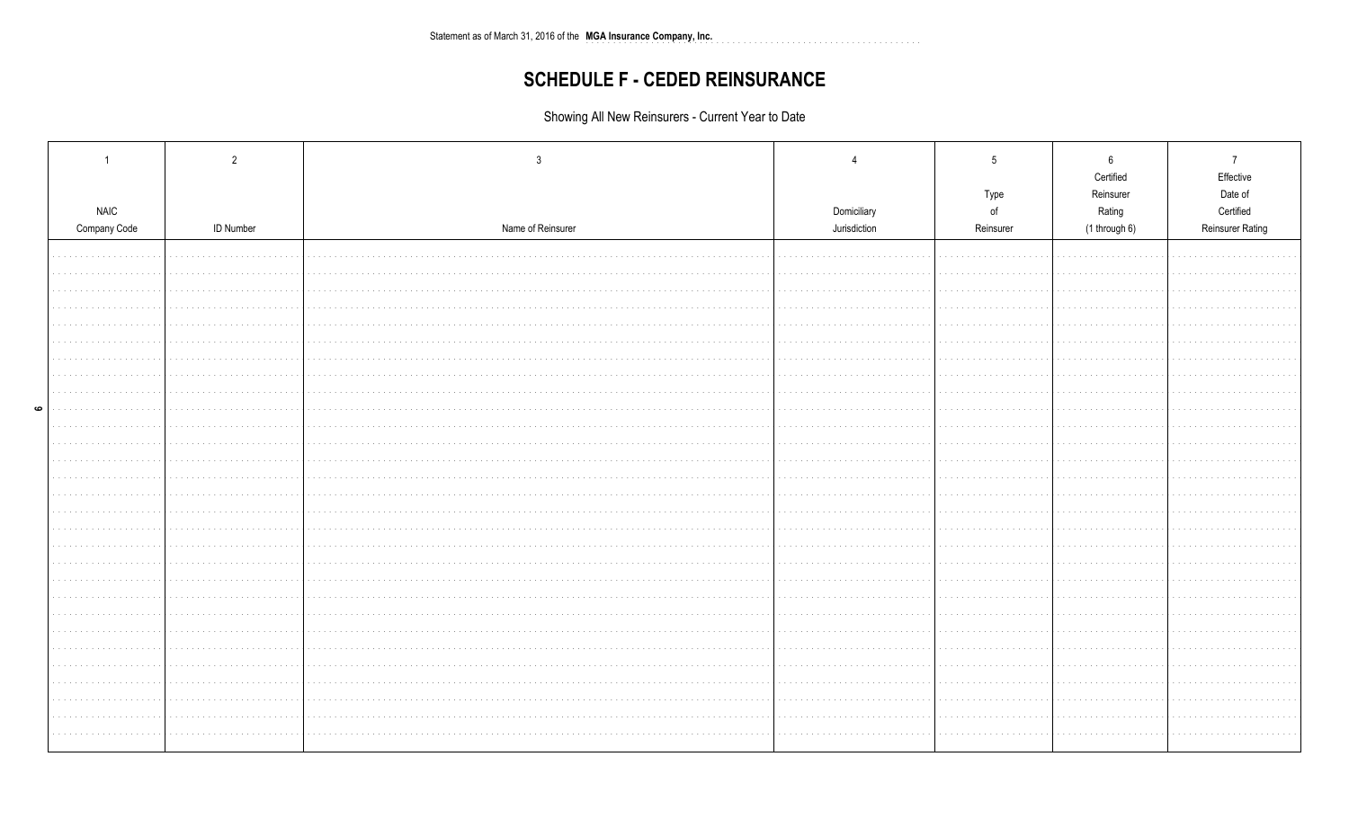Statement as of March 31, 2016 of the **MGA Insurance Company, Inc.**

# SCHEDULE F - CEDED REINSURANCE

Showing All New Reinsurers - Current Year to Date

| 1<br>NAIC Company Code | 2<br>ID Number | 3<br>Name of Reinsurer | 4<br>Domiciliary Jurisdiction | 5<br>Type of Reinsurer | 6<br>Certified Reinsurer Rating (1 through 6) | 7<br>Effective Date of Certified Reinsurer Rating |
|---|---|---|---|---|---|---|
| | | | | | | |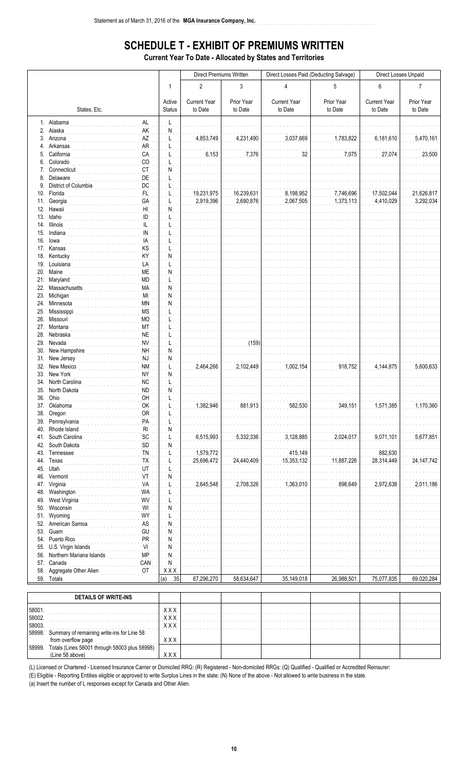Statement as of March 31, 2016 of the **MGA Insurance Company, Inc.**

# SCHEDULE T - EXHIBIT OF PREMIUMS WRITTEN

**Current Year To Date - Allocated by States and Territories**

| | | | Direct Premiums Written | | Direct Losses Paid (Deducting Salvage) | | Direct Losses Unpaid | |
|---|---|---|---|---|---|---|---|---|
| | | 1 | 2 | 3 | 4 | 5 | 6 | 7 |
| States, Etc. | | Active Status | Current Year to Date | Prior Year to Date | Current Year to Date | Prior Year to Date | Current Year to Date | Prior Year to Date |
| 1. Alabama | AL | L | | | | | | |
| 2. Alaska | AK | N | | | | | | |
| 3. Arizona | AZ | L | 4,853,749 | 4,231,490 | 3,037,669 | 1,783,822 | 6,181,610 | 5,470,161 |
| 4. Arkansas | AR | L | | | | | | |
| 5. California | CA | L | 6,153 | 7,376 | 32 | 7,075 | 27,074 | 23,500 |
| 6. Colorado | CO | L | | | | | | |
| 7. Connecticut | CT | N | | | | | | |
| 8. Delaware | DE | L | | | | | | |
| 9. District of Columbia | DC | L | | | | | | |
| 10. Florida | FL | L | 19,231,975 | 16,239,631 | 8,198,952 | 7,746,696 | 17,502,044 | 21,626,817 |
| 11. Georgia | GA | L | 2,919,396 | 2,690,876 | 2,067,505 | 1,373,113 | 4,410,029 | 3,292,034 |
| 12. Hawaii | HI | N | | | | | | |
| 13. Idaho | ID | L | | | | | | |
| 14. Illinois | IL | L | | | | | | |
| 15. Indiana | IN | L | | | | | | |
| 16. Iowa | IA | L | | | | | | |
| 17. Kansas | KS | L | | | | | | |
| 18. Kentucky | KY | N | | | | | | |
| 19. Louisiana | LA | L | | | | | | |
| 20. Maine | ME | N | | | | | | |
| 21. Maryland | MD | L | | | | | | |
| 22. Massachusetts | MA | N | | | | | | |
| 23. Michigan | MI | N | | | | | | |
| 24. Minnesota | MN | N | | | | | | |
| 25. Mississippi | MS | L | | | | | | |
| 26. Missouri | MO | L | | | | | | |
| 27. Montana | MT | L | | | | | | |
| 28. Nebraska | NE | L | | | | | | |
| 29. Nevada | NV | L | | (159) | | | | |
| 30. New Hampshire | NH | N | | | | | | |
| 31. New Jersey | NJ | N | | | | | | |
| 32. New Mexico | NM | L | 2,464,266 | 2,102,449 | 1,002,154 | 918,752 | 4,144,875 | 5,600,633 |
| 33. New York | NY | N | | | | | | |
| 34. North Carolina | NC | L | | | | | | |
| 35. North Dakota | ND | N | | | | | | |
| 36. Ohio | OH | L | | | | | | |
| 37. Oklahoma | OK | L | 1,382,946 | 881,913 | 582,530 | 349,151 | 1,571,385 | 1,170,360 |
| 38. Oregon | OR | L | | | | | | |
| 39. Pennsylvania | PA | L | | | | | | |
| 40. Rhode Island | RI | N | | | | | | |
| 41. South Carolina | SC | L | 6,515,993 | 5,332,336 | 3,128,885 | 2,024,017 | 9,071,101 | 5,677,851 |
| 42. South Dakota | SD | N | | | | | | |
| 43. Tennessee | TN | L | 1,579,772 | | 415,149 | | 882,630 | |
| 44. Texas | TX | L | 25,696,472 | 24,440,409 | 15,353,132 | 11,887,226 | 28,314,449 | 24,147,742 |
| 45. Utah | UT | L | | | | | | |
| 46. Vermont | VT | N | | | | | | |
| 47. Virginia | VA | L | 2,645,548 | 2,708,326 | 1,363,010 | 898,649 | 2,972,638 | 2,011,186 |
| 48. Washington | WA | L | | | | | | |
| 49. West Virginia | WV | L | | | | | | |
| 50. Wisconsin | WI | N | | | | | | |
| 51. Wyoming | WY | L | | | | | | |
| 52. American Samoa | AS | N | | | | | | |
| 53. Guam | GU | N | | | | | | |
| 54. Puerto Rico | PR | N | | | | | | |
| 55. U.S. Virgin Islands | VI | N | | | | | | |
| 56. Northern Mariana Islands | MP | N | | | | | | |
| 57. Canada | CAN | N | | | | | | |
| 58. Aggregate Other Alien | OT | XXX | | | | | | |
| 59. Totals | | (a) 35 | 67,296,270 | 58,634,647 | 35,149,018 | 26,988,501 | 75,077,835 | 69,020,284 |

| DETAILS OF WRITE-INS | | | | | | | |
|---|---|---|---|---|---|---|---|
| 58001. | XXX | | | | | | |
| 58002. | XXX | | | | | | |
| 58003. | XXX | | | | | | |
| 58998. Summary of remaining write-ins for Line 58 from overflow page | XXX | | | | | | |
| 58999. Totals (Lines 58001 through 58003 plus 58998) (Line 58 above) | XXX | | | | | | |

(L) Licensed or Chartered - Licensed Insurance Carrier or Domiciled RRG; (R) Registered - Non-domiciled RRGs; (Q) Qualified - Qualified or Accredited Reinsurer:
(E) Eligible - Reporting Entities eligible or approved to write Surplus Lines in the state: (N) None of the above - Not allowed to write business in the state.
(a) Insert the number of L responses except for Canada and Other Alien.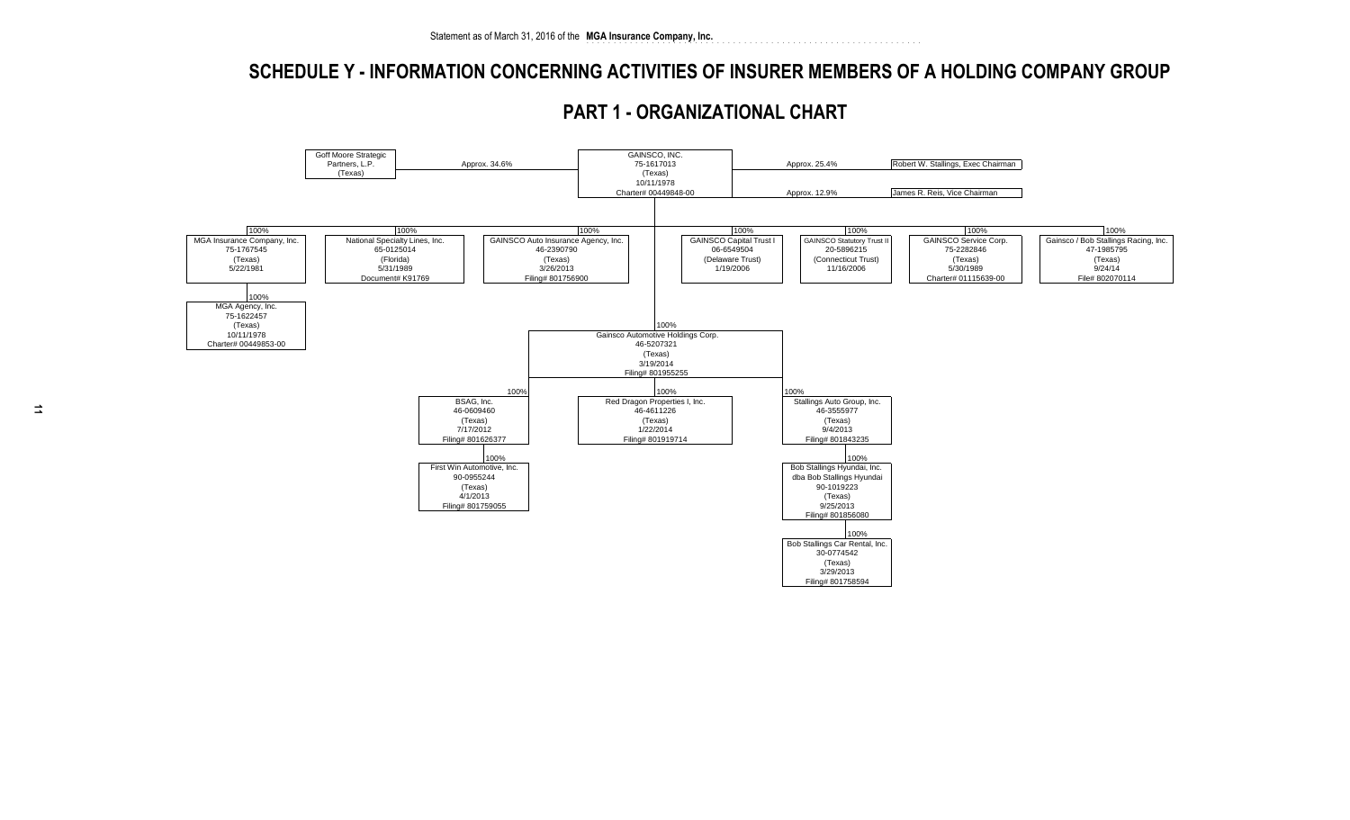Statement as of March 31, 2016 of the **MGA Insurance Company, Inc.**

# SCHEDULE Y - INFORMATION CONCERNING ACTIVITIES OF INSURER MEMBERS OF A HOLDING COMPANY GROUP

## PART 1 - ORGANIZATIONAL CHART

**GAINSCO, INC.**
75-1617013
(Texas)
10/11/1978
Charter# 00449848-00

Owners of GAINSCO, INC.:
- Goff Moore Strategic Partners, L.P. (Texas) — Approx. 34.6%
- Robert W. Stallings, Exec Chairman — Approx. 25.4%
- James R. Reis, Vice Chairman — Approx. 12.9%

Subsidiaries of GAINSCO, INC.:

- 100% — MGA Insurance Company, Inc., 75-1767545, (Texas), 5/22/1981
  - 100% — MGA Agency, Inc., 75-1622457, (Texas), 10/11/1978, Charter# 00449853-00
- 100% — National Specialty Lines, Inc., 65-0125014, (Florida), 5/31/1989, Document# K91769
- 100% — GAINSCO Auto Insurance Agency, Inc., 46-2390790, (Texas), 3/26/2013, Filing# 801756900
- 100% — GAINSCO Capital Trust I, 06-6549504, (Delaware Trust), 1/19/2006
- 100% — GAINSCO Statutory Trust II, 20-5896215, (Connecticut Trust), 11/16/2006
- 100% — GAINSCO Service Corp., 75-2282846, (Texas), 5/30/1989, Charter# 01115639-00
- 100% — Gainsco / Bob Stallings Racing, Inc., 47-1985795, (Texas), 9/24/14, File# 802070114
- 100% — Gainsco Automotive Holdings Corp., 46-5207321, (Texas), 3/19/2014, Filing# 801955255
  - 100% — BSAG, Inc., 46-0609460, (Texas), 7/17/2012, Filing# 801626377
    - 100% — First Win Automotive, Inc., 90-0955244, (Texas), 4/1/2013, Filing# 801759055
  - 100% — Red Dragon Properties I, Inc., 46-4611226, (Texas), 1/22/2014, Filing# 801919714
  - 100% — Stallings Auto Group, Inc., 46-3555977, (Texas), 9/4/2013, Filing# 801843235
    - 100% — Bob Stallings Hyundai, Inc. dba Bob Stallings Hyundai, 90-1019223, (Texas), 9/25/2013, Filing# 801856080
      - 100% — Bob Stallings Car Rental, Inc., 30-0774542, (Texas), 3/29/2013, Filing# 801758594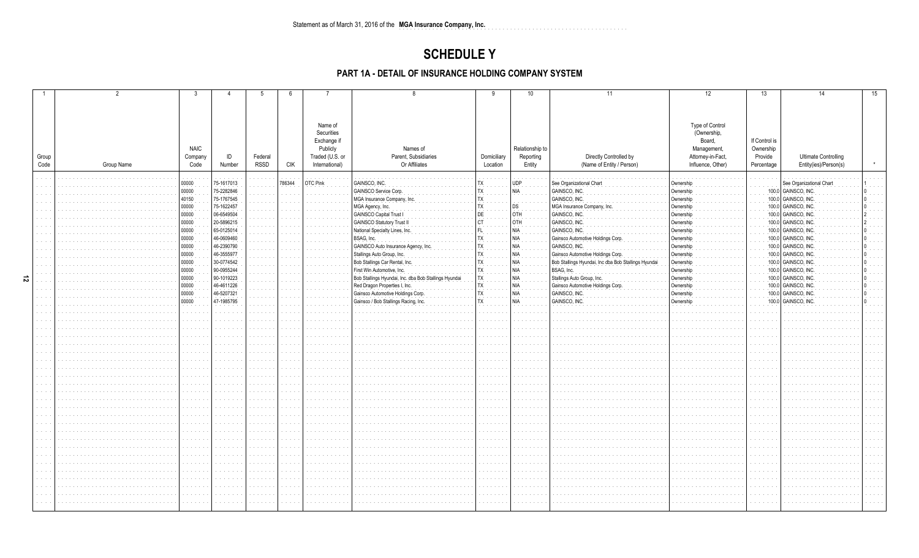Statement as of March 31, 2016 of the **MGA Insurance Company, Inc.**

# SCHEDULE Y

## PART 1A - DETAIL OF INSURANCE HOLDING COMPANY SYSTEM

| 1 | 2 | 3 | 4 | 5 | 6 | 7 | 8 | 9 | 10 | 11 | 12 | 13 | 14 | 15 |
|---|---|---|---|---|---|---|---|---|---|---|---|---|---|---|
| Group Code | Group Name | NAIC Company Code | ID Number | Federal RSSD | CIK | Name of Securities Exchange if Publicly Traded (U.S. or International) | Names of Parent, Subsidiaries Or Affiliates | Domiciliary Location | Relationship to Reporting Entity | Directly Controlled by (Name of Entity / Person) | Type of Control (Ownership, Board, Management, Attorney-in-Fact, Influence, Other) | If Control is Ownership Provide Percentage | Ultimate Controlling Entity(ies)/Person(s) | * |
| | | 00000 | 75-1617013 | | 786344 | OTC Pink | GAINSCO, INC. | TX | UDP | See Organizational Chart | Ownership | | See Organizational Chart | 1 |
| | | 00000 | 75-2282846 | | | | GAINSCO Service Corp. | TX | NIA | GAINSCO, INC. | Ownership | 100.0 | GAINSCO, INC. | 0 |
| | | 40150 | 75-1767545 | | | | MGA Insurance Company, Inc. | TX | | GAINSCO, INC. | Ownership | 100.0 | GAINSCO, INC. | 0 |
| | | 00000 | 75-1622457 | | | | MGA Agency, Inc. | TX | DS | MGA Insurance Company, Inc. | Ownership | 100.0 | GAINSCO, INC. | 0 |
| | | 00000 | 06-6549504 | | | | GAINSCO Capital Trust I | DE | OTH | GAINSCO, INC. | Ownership | 100.0 | GAINSCO, INC. | 2 |
| | | 00000 | 20-5896215 | | | | GAINSCO Statutory Trust II | CT | OTH | GAINSCO, INC. | Ownership | 100.0 | GAINSCO, INC. | 2 |
| | | 00000 | 65-0125014 | | | | National Specialty Lines, Inc. | FL | NIA | GAINSCO, INC. | Ownership | 100.0 | GAINSCO, INC. | 0 |
| | | 00000 | 46-0609460 | | | | BSAG, Inc. | TX | NIA | Gainsco Automotive Holdings Corp. | Ownership | 100.0 | GAINSCO, INC. | 0 |
| | | 00000 | 46-2390790 | | | | GAINSCO Auto Insurance Agency, Inc. | TX | NIA | GAINSCO, INC. | Ownership | 100.0 | GAINSCO, INC. | 0 |
| | | 00000 | 46-3555977 | | | | Stallings Auto Group, Inc. | TX | NIA | Gainsco Automotive Holdings Corp. | Ownership | 100.0 | GAINSCO, INC. | 0 |
| | | 00000 | 30-0774542 | | | | Bob Stallings Car Rental, Inc. | TX | NIA | Bob Stallings Hyundai, Inc dba Bob Stallings Hyundai | Ownership | 100.0 | GAINSCO, INC. | 0 |
| | | 00000 | 90-0955244 | | | | First Win Automotive, Inc. | TX | NIA | BSAG, Inc. | Ownership | 100.0 | GAINSCO, INC. | 0 |
| | | 00000 | 90-1019223 | | | | Bob Stallings Hyundai, Inc. dba Bob Stallings Hyundai | TX | NIA | Stallings Auto Group, Inc. | Ownership | 100.0 | GAINSCO, INC. | 0 |
| | | 00000 | 46-4611226 | | | | Red Dragon Properties I, Inc. | TX | NIA | Gainsco Automotive Holdings Corp. | Ownership | 100.0 | GAINSCO, INC. | 0 |
| | | 00000 | 46-5207321 | | | | Gainsco Automotive Holdings Corp. | TX | NIA | GAINSCO, INC. | Ownership | 100.0 | GAINSCO, INC. | 0 |
| | | 00000 | 47-1985795 | | | | Gainsco / Bob Stallings Racing, Inc. | TX | NIA | GAINSCO, INC. | Ownership | 100.0 | GAINSCO, INC. | 0 |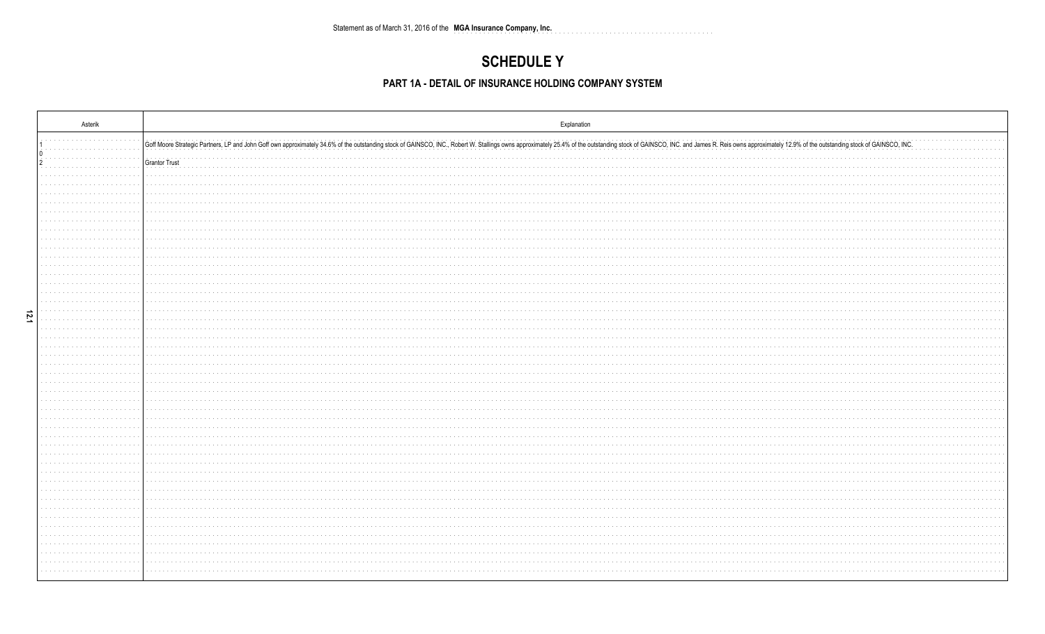Statement as of March 31, 2016 of the **MGA Insurance Company, Inc.**

# SCHEDULE Y

## PART 1A - DETAIL OF INSURANCE HOLDING COMPANY SYSTEM

| Asterik | Explanation |
|---|---|
| 1 | Goff Moore Strategic Partners, LP and John Goff own approximately 34.6% of the outstanding stock of GAINSCO, INC., Robert W. Stallings owns approximately 25.4% of the outstanding stock of GAINSCO, INC. and James R. Reis owns approximately 12.9% of the outstanding stock of GAINSCO, INC. |
| 0 | |
| 2 | Grantor Trust |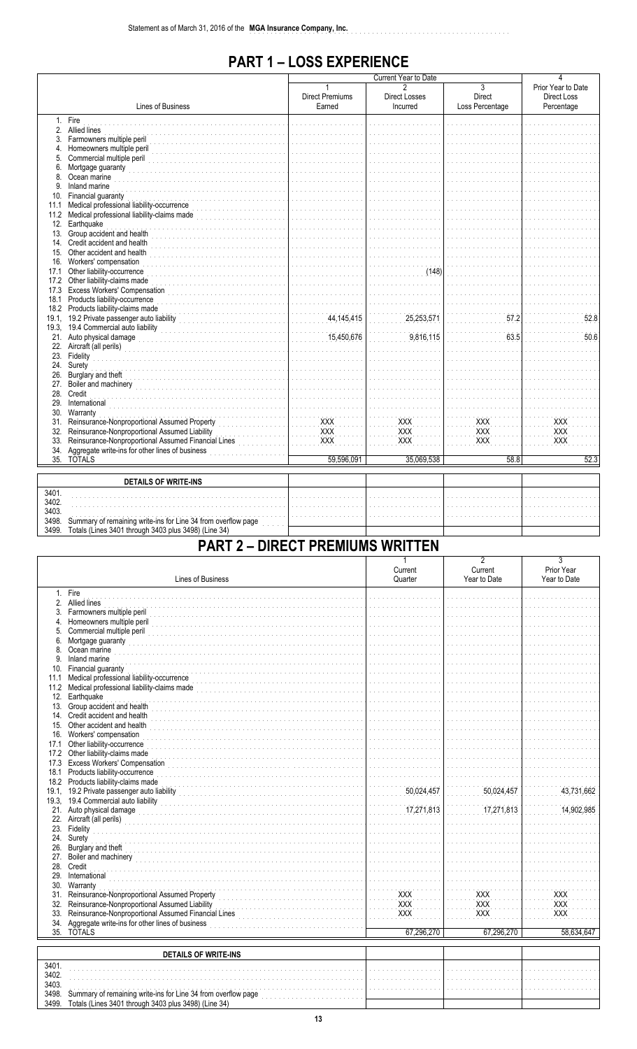Statement as of March 31, 2016 of the **MGA Insurance Company, Inc.**

# PART 1 – LOSS EXPERIENCE

| Lines of Business | Current Year to Date | | | 4 |
|---|---|---|---|---|
| | 1<br>Direct Premiums Earned | 2<br>Direct Losses Incurred | 3<br>Direct Loss Percentage | Prior Year to Date Direct Loss Percentage |
| 1. Fire | | | | |
| 2. Allied lines | | | | |
| 3. Farmowners multiple peril | | | | |
| 4. Homeowners multiple peril | | | | |
| 5. Commercial multiple peril | | | | |
| 6. Mortgage guaranty | | | | |
| 8. Ocean marine | | | | |
| 9. Inland marine | | | | |
| 10. Financial guaranty | | | | |
| 11.1 Medical professional liability-occurrence | | | | |
| 11.2 Medical professional liability-claims made | | | | |
| 12. Earthquake | | | | |
| 13. Group accident and health | | | | |
| 14. Credit accident and health | | | | |
| 15. Other accident and health | | | | |
| 16. Workers' compensation | | | | |
| 17.1 Other liability-occurrence | | (148) | | |
| 17.2 Other liability-claims made | | | | |
| 17.3 Excess Workers' Compensation | | | | |
| 18.1 Products liability-occurrence | | | | |
| 18.2 Products liability-claims made | | | | |
| 19.1, 19.2 Private passenger auto liability | 44,145,415 | 25,253,571 | 57.2 | 52.8 |
| 19.3, 19.4 Commercial auto liability | | | | |
| 21. Auto physical damage | 15,450,676 | 9,816,115 | 63.5 | 50.6 |
| 22. Aircraft (all perils) | | | | |
| 23. Fidelity | | | | |
| 24. Surety | | | | |
| 26. Burglary and theft | | | | |
| 27. Boiler and machinery | | | | |
| 28. Credit | | | | |
| 29. International | | | | |
| 30. Warranty | | | | |
| 31. Reinsurance-Nonproportional Assumed Property | XXX | XXX | XXX | XXX |
| 32. Reinsurance-Nonproportional Assumed Liability | XXX | XXX | XXX | XXX |
| 33. Reinsurance-Nonproportional Assumed Financial Lines | XXX | XXX | XXX | XXX |
| 34. Aggregate write-ins for other lines of business | | | | |
| 35. TOTALS | 59,596,091 | 35,069,538 | 58.8 | 52.3 |

| DETAILS OF WRITE-INS | | | | |
|---|---|---|---|---|
| 3401. | | | | |
| 3402. | | | | |
| 3403. | | | | |
| 3498. Summary of remaining write-ins for Line 34 from overflow page | | | | |
| 3499. Totals (Lines 3401 through 3403 plus 3498) (Line 34) | | | | |

# PART 2 – DIRECT PREMIUMS WRITTEN

| Lines of Business | 1<br>Current Quarter | 2<br>Current Year to Date | 3<br>Prior Year Year to Date |
|---|---|---|---|
| 1. Fire | | | |
| 2. Allied lines | | | |
| 3. Farmowners multiple peril | | | |
| 4. Homeowners multiple peril | | | |
| 5. Commercial multiple peril | | | |
| 6. Mortgage guaranty | | | |
| 8. Ocean marine | | | |
| 9. Inland marine | | | |
| 10. Financial guaranty | | | |
| 11.1 Medical professional liability-occurrence | | | |
| 11.2 Medical professional liability-claims made | | | |
| 12. Earthquake | | | |
| 13. Group accident and health | | | |
| 14. Credit accident and health | | | |
| 15. Other accident and health | | | |
| 16. Workers' compensation | | | |
| 17.1 Other liability-occurrence | | | |
| 17.2 Other liability-claims made | | | |
| 17.3 Excess Workers' Compensation | | | |
| 18.1 Products liability-occurrence | | | |
| 18.2 Products liability-claims made | | | |
| 19.1, 19.2 Private passenger auto liability | 50,024,457 | 50,024,457 | 43,731,662 |
| 19.3, 19.4 Commercial auto liability | | | |
| 21. Auto physical damage | 17,271,813 | 17,271,813 | 14,902,985 |
| 22. Aircraft (all perils) | | | |
| 23. Fidelity | | | |
| 24. Surety | | | |
| 26. Burglary and theft | | | |
| 27. Boiler and machinery | | | |
| 28. Credit | | | |
| 29. International | | | |
| 30. Warranty | | | |
| 31. Reinsurance-Nonproportional Assumed Property | XXX | XXX | XXX |
| 32. Reinsurance-Nonproportional Assumed Liability | XXX | XXX | XXX |
| 33. Reinsurance-Nonproportional Assumed Financial Lines | XXX | XXX | XXX |
| 34. Aggregate write-ins for other lines of business | | | |
| 35. TOTALS | 67,296,270 | 67,296,270 | 58,634,647 |

| DETAILS OF WRITE-INS | | | |
|---|---|---|---|
| 3401. | | | |
| 3402. | | | |
| 3403. | | | |
| 3498. Summary of remaining write-ins for Line 34 from overflow page | | | |
| 3499. Totals (Lines 3401 through 3403 plus 3498) (Line 34) | | | |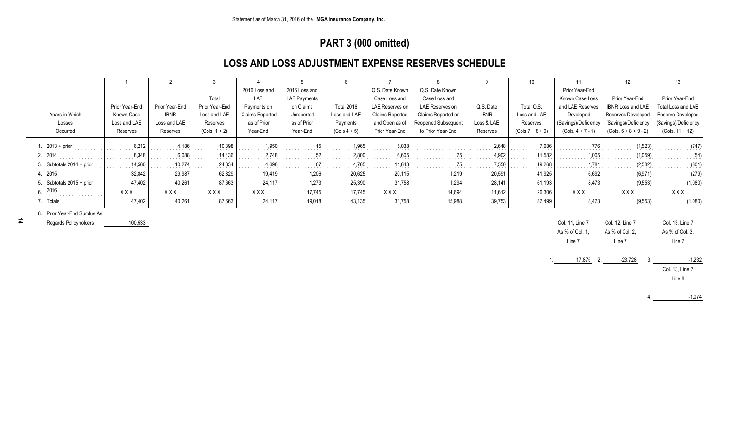Statement as of March 31, 2016 of the **MGA Insurance Company, Inc.**

# PART 3 (000 omitted)

## LOSS AND LOSS ADJUSTMENT EXPENSE RESERVES SCHEDULE

| | 1 | 2 | 3 | 4 | 5 | 6 | 7 | 8 | 9 | 10 | 11 | 12 | 13 |
|---|---|---|---|---|---|---|---|---|---|---|---|---|---|
| Years in Which Losses Occurred | Prior Year-End Known Case Loss and LAE Reserves | Prior Year-End IBNR Loss and LAE Reserves | Total Prior Year-End Loss and LAE Reserves (Cols. 1 + 2) | 2016 Loss and LAE Payments on Claims Reported as of Prior Year-End | 2016 Loss and LAE Payments on Claims Unreported as of Prior Year-End | Total 2016 Loss and LAE Payments (Cols 4 + 5) | Q.S. Date Known Case Loss and LAE Reserves on Claims Reported and Open as of Prior Year-End | Q.S. Date Known Case Loss and LAE Reserves on Claims Reported or Reopened Subsequent to Prior Year-End | Q.S. Date IBNR Loss & LAE Reserves | Total Q.S. Loss and LAE Reserves (Cols 7 + 8 + 9) | Prior Year-End Known Case Loss and LAE Reserves Developed (Savings)/Deficiency (Cols. 4 + 7 - 1) | Prior Year-End IBNR Loss and LAE Reserves Developed (Savings)/Deficiency (Cols. 5 + 8 + 9 - 2) | Prior Year-End Total Loss and LAE Reserve Developed (Savings)/Deficiency (Cols. 11 + 12) |
| 1. 2013 + prior | 6,212 | 4,186 | 10,398 | 1,950 | 15 | 1,965 | 5,038 | | 2,648 | 7,686 | 776 | (1,523) | (747) |
| 2. 2014 | 8,348 | 6,088 | 14,436 | 2,748 | 52 | 2,800 | 6,605 | 75 | 4,902 | 11,582 | 1,005 | (1,059) | (54) |
| 3. Subtotals 2014 + prior | 14,560 | 10,274 | 24,834 | 4,698 | 67 | 4,765 | 11,643 | 75 | 7,550 | 19,268 | 1,781 | (2,582) | (801) |
| 4. 2015 | 32,842 | 29,987 | 62,829 | 19,419 | 1,206 | 20,625 | 20,115 | 1,219 | 20,591 | 41,925 | 6,692 | (6,971) | (279) |
| 5. Subtotals 2015 + prior | 47,402 | 40,261 | 87,663 | 24,117 | 1,273 | 25,390 | 31,758 | 1,294 | 28,141 | 61,193 | 8,473 | (9,553) | (1,080) |
| 6. 2016 | XXX | XXX | XXX | XXX | 17,745 | 17,745 | XXX | 14,694 | 11,612 | 26,306 | XXX | XXX | XXX |
| 7. Totals | 47,402 | 40,261 | 87,663 | 24,117 | 19,018 | 43,135 | 31,758 | 15,988 | 39,753 | 87,499 | 8,473 | (9,553) | (1,080) |

8. Prior Year-End Surplus As Regards Policyholders: 100,533

| Col. 11, Line 7 As % of Col. 1, Line 7 | Col. 12, Line 7 As % of Col. 2, Line 7 | Col. 13, Line 7 As % of Col. 3, Line 7 |
|---|---|---|
| 1. 17.875 | 2. -23.728 | 3. -1.232 |

Col. 13, Line 7 / Line 8

4. -1.074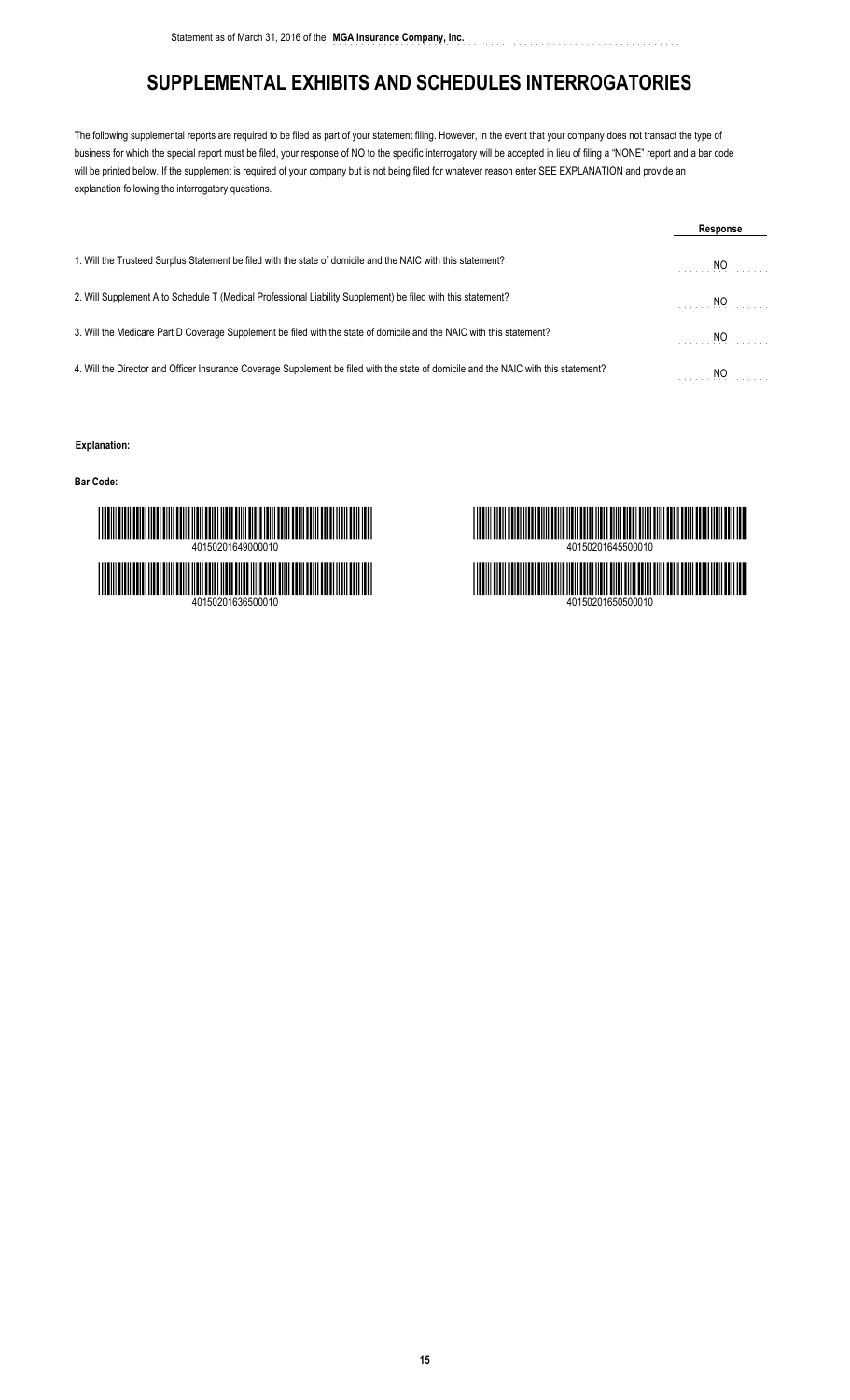# SUPPLEMENTAL EXHIBITS AND SCHEDULES INTERROGATORIES

The following supplemental reports are required to be filed as part of your statement filing. However, in the event that your company does not transact the type of business for which the special report must be filed, your response of NO to the specific interrogatory will be accepted in lieu of filing a "NONE" report and a bar code will be printed below. If the supplement is required of your company but is not being filed for whatever reason enter SEE EXPLANATION and provide an explanation following the interrogatory questions.

| | Response |
|---|---|
| 1. Will the Trusteed Surplus Statement be filed with the state of domicile and the NAIC with this statement? | NO |
| 2. Will Supplement A to Schedule T (Medical Professional Liability Supplement) be filed with this statement? | NO |
| 3. Will the Medicare Part D Coverage Supplement be filed with the state of domicile and the NAIC with this statement? | NO |
| 4. Will the Director and Officer Insurance Coverage Supplement be filed with the state of domicile and the NAIC with this statement? | NO |

**Explanation:**

**Bar Code:**

40150201649000010

40150201645500010

40150201636500010

40150201650500010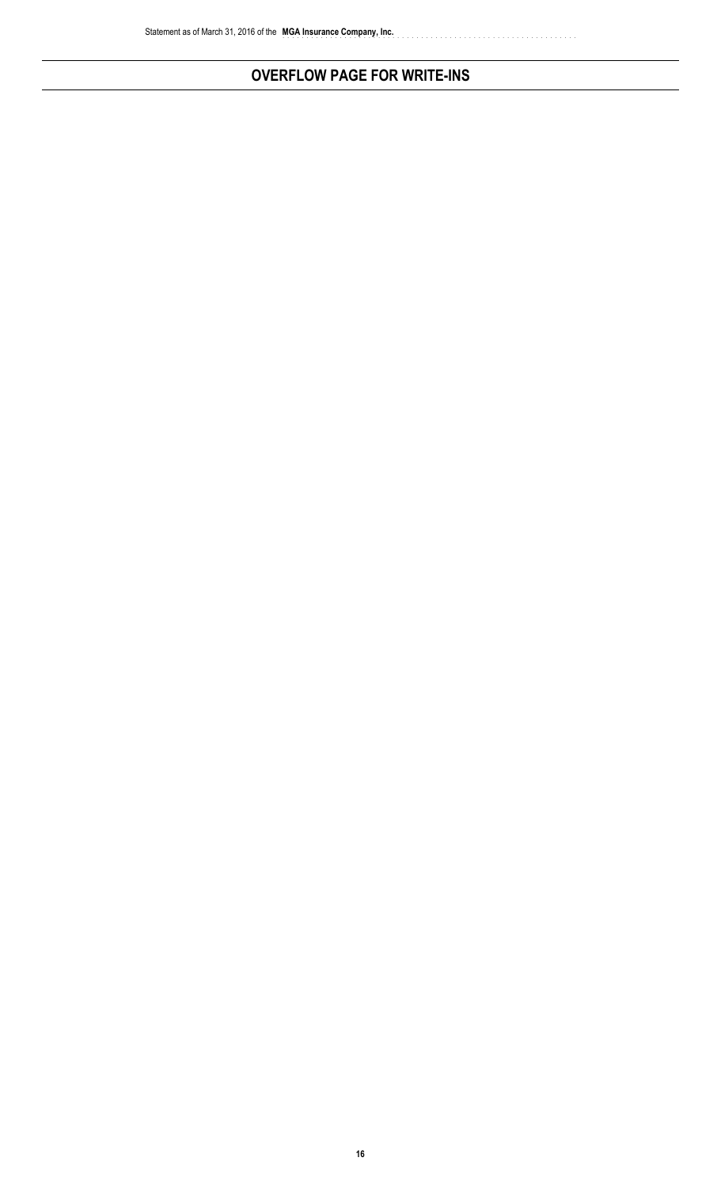## OVERFLOW PAGE FOR WRITE-INS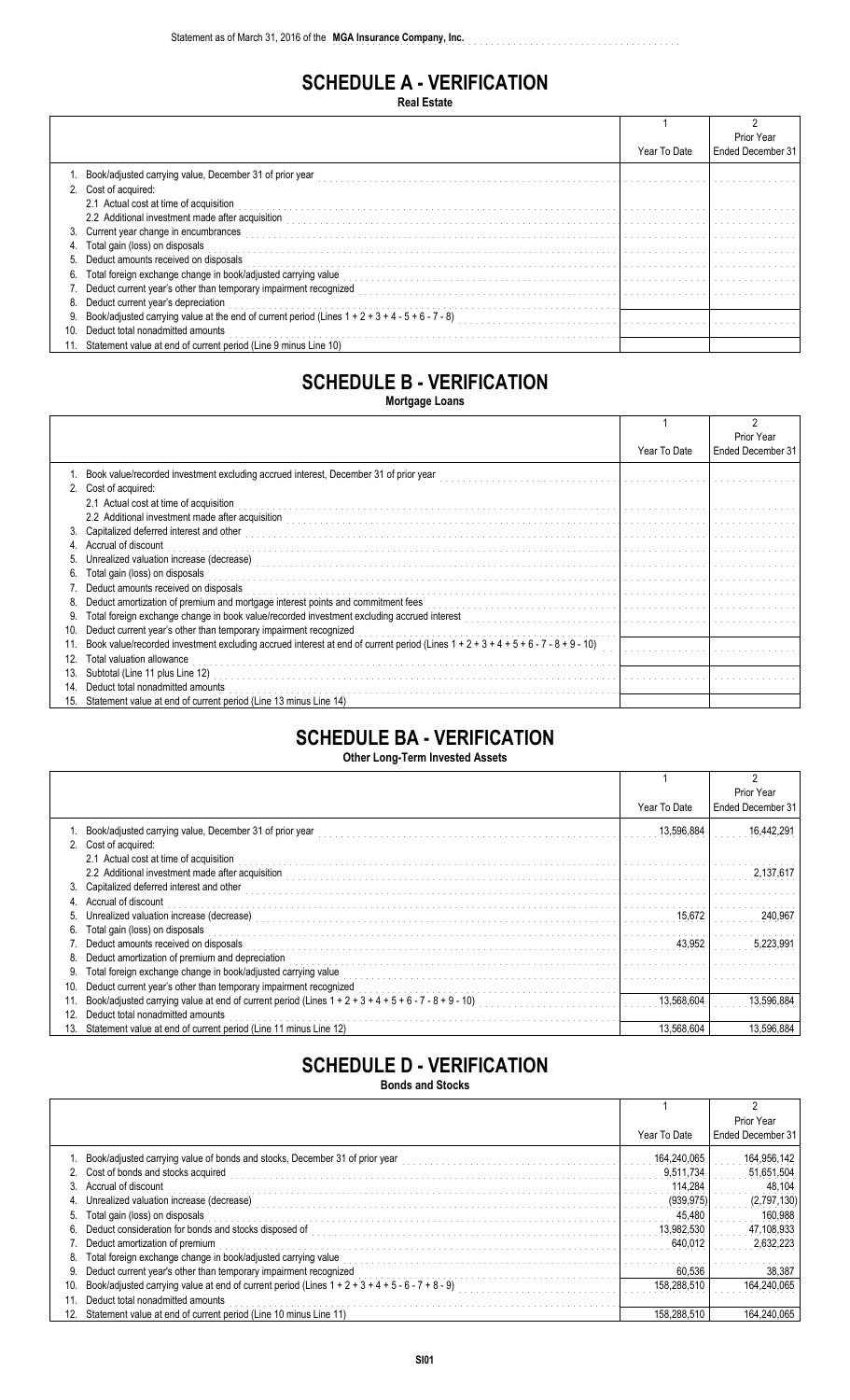Statement as of March 31, 2016 of the **MGA Insurance Company, Inc.**

# SCHEDULE A - VERIFICATION

**Real Estate**

| | 1<br>Year To Date | 2<br>Prior Year<br>Ended December 31 |
|---|---|---|
| 1. Book/adjusted carrying value, December 31 of prior year | | |
| 2. Cost of acquired: | | |
| 2.1 Actual cost at time of acquisition | | |
| 2.2 Additional investment made after acquisition | | |
| 3. Current year change in encumbrances | | |
| 4. Total gain (loss) on disposals | | |
| 5. Deduct amounts received on disposals | | |
| 6. Total foreign exchange change in book/adjusted carrying value | | |
| 7. Deduct current year's other than temporary impairment recognized | | |
| 8. Deduct current year's depreciation | | |
| 9. Book/adjusted carrying value at the end of current period (Lines 1 + 2 + 3 + 4 - 5 + 6 - 7 - 8) | | |
| 10. Deduct total nonadmitted amounts | | |
| 11. Statement value at end of current period (Line 9 minus Line 10) | | |

# SCHEDULE B - VERIFICATION

**Mortgage Loans**

| | 1<br>Year To Date | 2<br>Prior Year<br>Ended December 31 |
|---|---|---|
| 1. Book value/recorded investment excluding accrued interest, December 31 of prior year | | |
| 2. Cost of acquired: | | |
| 2.1 Actual cost at time of acquisition | | |
| 2.2 Additional investment made after acquisition | | |
| 3. Capitalized deferred interest and other | | |
| 4. Accrual of discount | | |
| 5. Unrealized valuation increase (decrease) | | |
| 6. Total gain (loss) on disposals | | |
| 7. Deduct amounts received on disposals | | |
| 8. Deduct amortization of premium and mortgage interest points and commitment fees | | |
| 9. Total foreign exchange change in book value/recorded investment excluding accrued interest | | |
| 10. Deduct current year's other than temporary impairment recognized | | |
| 11. Book value/recorded investment excluding accrued interest at end of current period (Lines 1 + 2 + 3 + 4 + 5 + 6 - 7 - 8 + 9 - 10) | | |
| 12. Total valuation allowance | | |
| 13. Subtotal (Line 11 plus Line 12) | | |
| 14. Deduct total nonadmitted amounts | | |
| 15. Statement value at end of current period (Line 13 minus Line 14) | | |

# SCHEDULE BA - VERIFICATION

**Other Long-Term Invested Assets**

| | 1<br>Year To Date | 2<br>Prior Year<br>Ended December 31 |
|---|---|---|
| 1. Book/adjusted carrying value, December 31 of prior year | 13,596,884 | 16,442,291 |
| 2. Cost of acquired: | | |
| 2.1 Actual cost at time of acquisition | | |
| 2.2 Additional investment made after acquisition | | 2,137,617 |
| 3. Capitalized deferred interest and other | | |
| 4. Accrual of discount | | |
| 5. Unrealized valuation increase (decrease) | 15,672 | 240,967 |
| 6. Total gain (loss) on disposals | | |
| 7. Deduct amounts received on disposals | 43,952 | 5,223,991 |
| 8. Deduct amortization of premium and depreciation | | |
| 9. Total foreign exchange change in book/adjusted carrying value | | |
| 10. Deduct current year's other than temporary impairment recognized | | |
| 11. Book/adjusted carrying value at end of current period (Lines 1 + 2 + 3 + 4 + 5 + 6 - 7 - 8 + 9 - 10) | 13,568,604 | 13,596,884 |
| 12. Deduct total nonadmitted amounts | | |
| 13. Statement value at end of current period (Line 11 minus Line 12) | 13,568,604 | 13,596,884 |

# SCHEDULE D - VERIFICATION

**Bonds and Stocks**

| | 1<br>Year To Date | 2<br>Prior Year<br>Ended December 31 |
|---|---|---|
| 1. Book/adjusted carrying value of bonds and stocks, December 31 of prior year | 164,240,065 | 164,956,142 |
| 2. Cost of bonds and stocks acquired | 9,511,734 | 51,651,504 |
| 3. Accrual of discount | 114,284 | 48,104 |
| 4. Unrealized valuation increase (decrease) | (939,975) | (2,797,130) |
| 5. Total gain (loss) on disposals | 45,480 | 160,988 |
| 6. Deduct consideration for bonds and stocks disposed of | 13,982,530 | 47,108,933 |
| 7. Deduct amortization of premium | 640,012 | 2,632,223 |
| 8. Total foreign exchange change in book/adjusted carrying value | | |
| 9. Deduct current year's other than temporary impairment recognized | 60,536 | 38,387 |
| 10. Book/adjusted carrying value at end of current period (Lines 1 + 2 + 3 + 4 + 5 - 6 - 7 + 8 - 9) | 158,288,510 | 164,240,065 |
| 11. Deduct total nonadmitted amounts | | |
| 12. Statement value at end of current period (Line 10 minus Line 11) | 158,288,510 | 164,240,065 |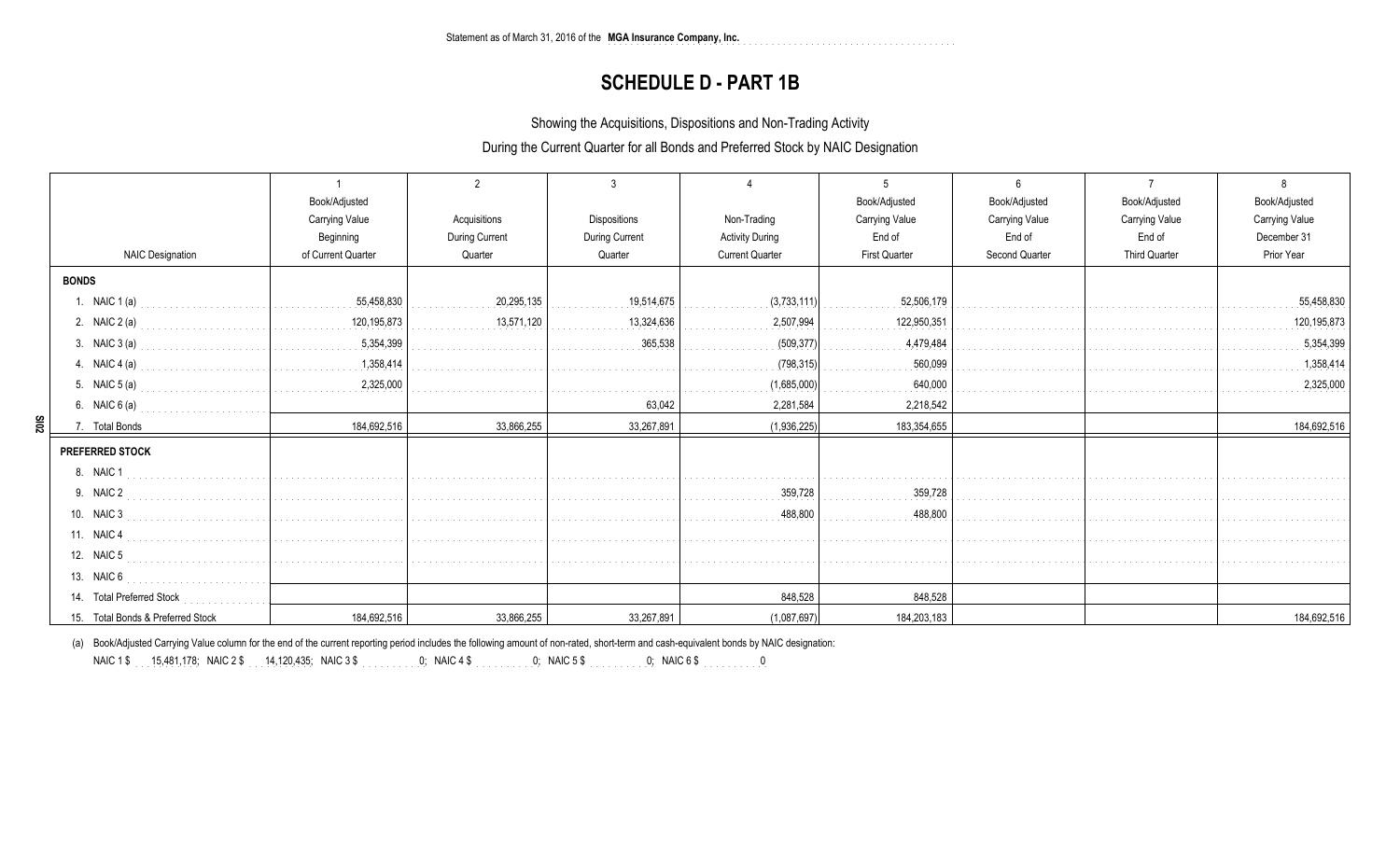Statement as of March 31, 2016 of the **MGA Insurance Company, Inc.**

# SCHEDULE D - PART 1B

Showing the Acquisitions, Dispositions and Non-Trading Activity

During the Current Quarter for all Bonds and Preferred Stock by NAIC Designation

| NAIC Designation | 1<br>Book/Adjusted Carrying Value Beginning of Current Quarter | 2<br>Acquisitions During Current Quarter | 3<br>Dispositions During Current Quarter | 4<br>Non-Trading Activity During Current Quarter | 5<br>Book/Adjusted Carrying Value End of First Quarter | 6<br>Book/Adjusted Carrying Value End of Second Quarter | 7<br>Book/Adjusted Carrying Value End of Third Quarter | 8<br>Book/Adjusted Carrying Value December 31 Prior Year |
|---|---|---|---|---|---|---|---|---|
| **BONDS** | | | | | | | | |
| 1. NAIC 1 (a) | 55,458,830 | 20,295,135 | 19,514,675 | (3,733,111) | 52,506,179 | | | 55,458,830 |
| 2. NAIC 2 (a) | 120,195,873 | 13,571,120 | 13,324,636 | 2,507,994 | 122,950,351 | | | 120,195,873 |
| 3. NAIC 3 (a) | 5,354,399 | | 365,538 | (509,377) | 4,479,484 | | | 5,354,399 |
| 4. NAIC 4 (a) | 1,358,414 | | | (798,315) | 560,099 | | | 1,358,414 |
| 5. NAIC 5 (a) | 2,325,000 | | | (1,685,000) | 640,000 | | | 2,325,000 |
| 6. NAIC 6 (a) | | | 63,042 | 2,281,584 | 2,218,542 | | | |
| 7. Total Bonds | 184,692,516 | 33,866,255 | 33,267,891 | (1,936,225) | 183,354,655 | | | 184,692,516 |
| **PREFERRED STOCK** | | | | | | | | |
| 8. NAIC 1 | | | | | | | | |
| 9. NAIC 2 | | | | 359,728 | 359,728 | | | |
| 10. NAIC 3 | | | | 488,800 | 488,800 | | | |
| 11. NAIC 4 | | | | | | | | |
| 12. NAIC 5 | | | | | | | | |
| 13. NAIC 6 | | | | | | | | |
| 14. Total Preferred Stock | | | | 848,528 | 848,528 | | | |
| 15. Total Bonds & Preferred Stock | 184,692,516 | 33,866,255 | 33,267,891 | (1,087,697) | 184,203,183 | | | 184,692,516 |

(a) Book/Adjusted Carrying Value column for the end of the current reporting period includes the following amount of non-rated, short-term and cash-equivalent bonds by NAIC designation:
NAIC 1 $ 15,481,178; NAIC 2 $ 14,120,435; NAIC 3 $ 0; NAIC 4 $ 0; NAIC 5 $ 0; NAIC 6 $ 0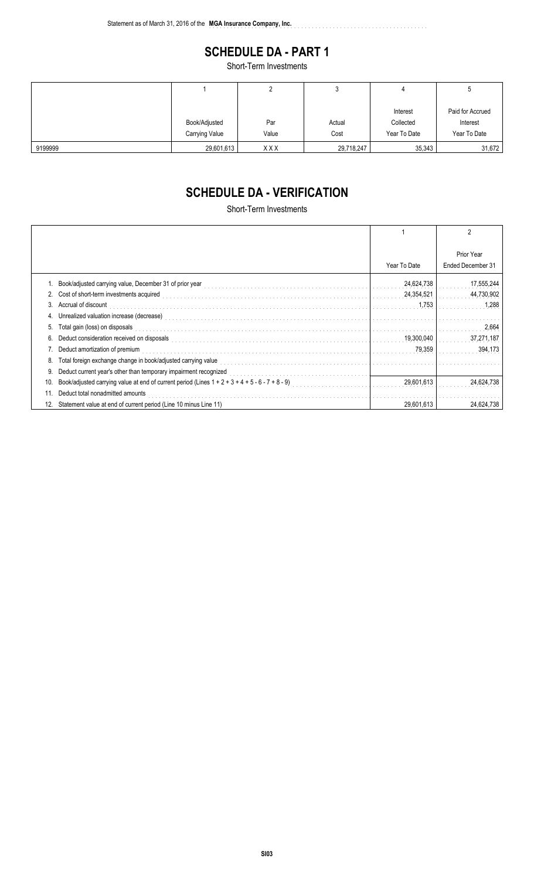Statement as of March 31, 2016 of the **MGA Insurance Company, Inc.**

# SCHEDULE DA - PART 1

Short-Term Investments

| | 1 | 2 | 3 | 4 | 5 |
|---|---|---|---|---|---|
| | Book/Adjusted Carrying Value | Par Value | Actual Cost | Interest Collected Year To Date | Paid for Accrued Interest Year To Date |
| 9199999 | 29,601,613 | X X X | 29,718,247 | 35,343 | 31,672 |

# SCHEDULE DA - VERIFICATION

Short-Term Investments

| | 1 | 2 |
|---|---|---|
| | Year To Date | Prior Year Ended December 31 |
| 1. Book/adjusted carrying value, December 31 of prior year | 24,624,738 | 17,555,244 |
| 2. Cost of short-term investments acquired | 24,354,521 | 44,730,902 |
| 3. Accrual of discount | 1,753 | 1,288 |
| 4. Unrealized valuation increase (decrease) | | |
| 5. Total gain (loss) on disposals | | 2,664 |
| 6. Deduct consideration received on disposals | 19,300,040 | 37,271,187 |
| 7. Deduct amortization of premium | 79,359 | 394,173 |
| 8. Total foreign exchange change in book/adjusted carrying value | | |
| 9. Deduct current year's other than temporary impairment recognized | | |
| 10. Book/adjusted carrying value at end of current period (Lines 1 + 2 + 3 + 4 + 5 - 6 - 7 + 8 - 9) | 29,601,613 | 24,624,738 |
| 11. Deduct total nonadmitted amounts | | |
| 12. Statement value at end of current period (Line 10 minus Line 11) | 29,601,613 | 24,624,738 |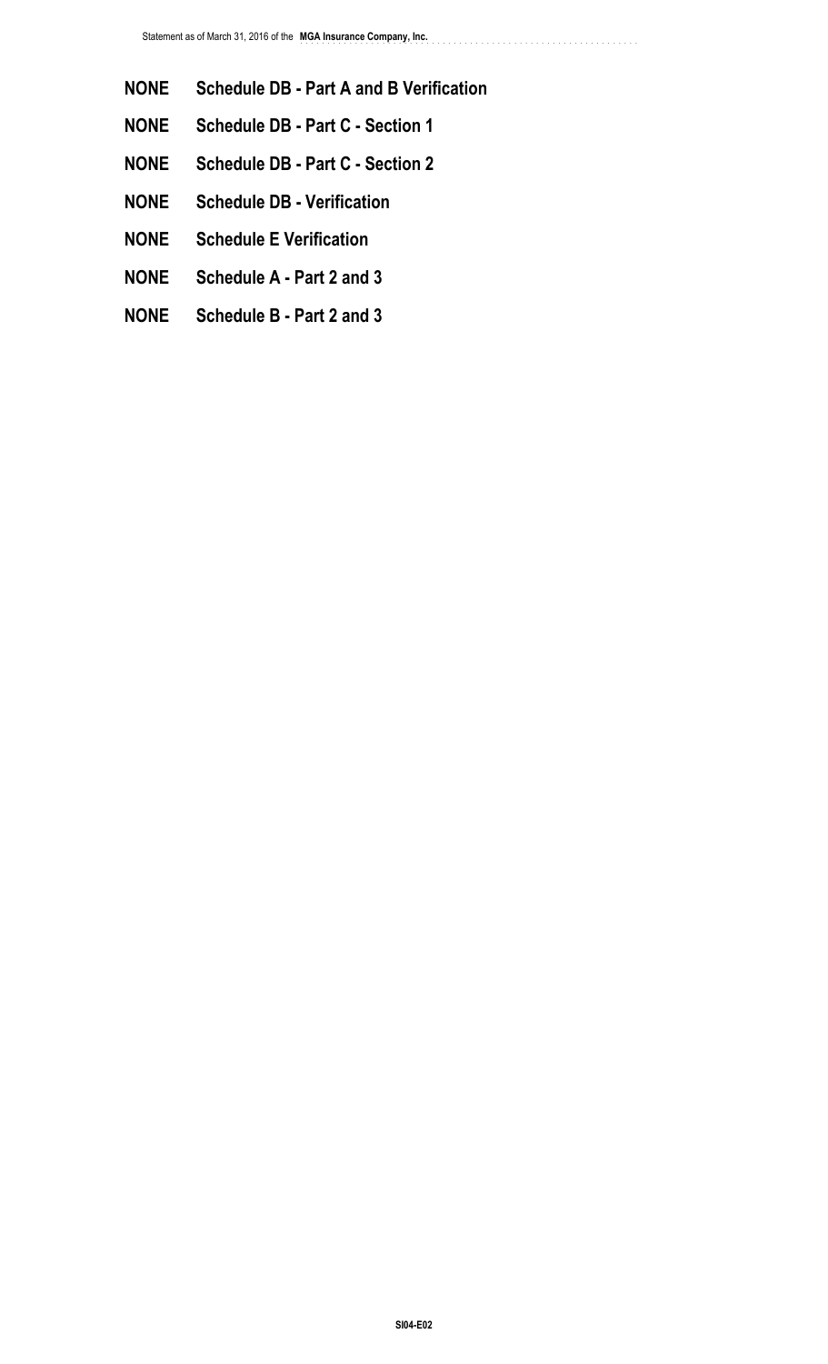**NONE** **Schedule DB - Part A and B Verification**

**NONE** **Schedule DB - Part C - Section 1**

**NONE** **Schedule DB - Part C - Section 2**

**NONE** **Schedule DB - Verification**

**NONE** **Schedule E Verification**

**NONE** **Schedule A - Part 2 and 3**

**NONE** **Schedule B - Part 2 and 3**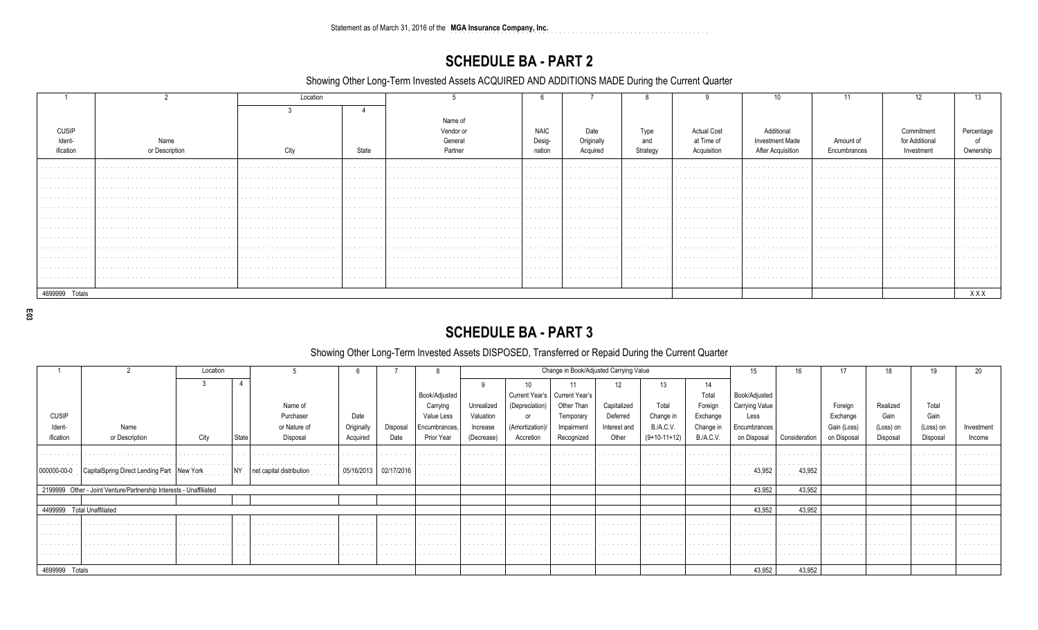Statement as of March 31, 2016 of the **MGA Insurance Company, Inc.**

## SCHEDULE BA - PART 2

Showing Other Long-Term Invested Assets ACQUIRED AND ADDITIONS MADE During the Current Quarter

| 1 | 2 | Location | | 5 | 6 | 7 | 8 | 9 | 10 | 11 | 12 | 13 |
|---|---|---|---|---|---|---|---|---|---|---|---|---|
| | | 3 | 4 | | | | | | | | | |
| CUSIP Ident-ification | Name or Description | City | State | Name of Vendor or General Partner | NAIC Desig-nation | Date Originally Acquired | Type and Strategy | Actual Cost at Time of Acquisition | Additional Investment Made After Acquisition | Amount of Encumbrances | Commitment for Additional Investment | Percentage of Ownership |
| 4699999 Totals | | | | | | | | | | | | XXX |

## SCHEDULE BA - PART 3

Showing Other Long-Term Invested Assets DISPOSED, Transferred or Repaid During the Current Quarter

| 1 | 2 | Location | | 5 | 6 | 7 | 8 | Change in Book/Adjusted Carrying Value | | | | | | 15 | 16 | 17 | 18 | 19 | 20 |
|---|---|---|---|---|---|---|---|---|---|---|---|---|---|---|---|---|---|---|---|
| | | 3 | 4 | | | | | 9 | 10 | 11 | 12 | 13 | 14 | | | | | | |
| CUSIP Ident-ification | Name or Description | City | State | Name of Purchaser or Nature of Disposal | Date Originally Acquired | Disposal Date | Book/Adjusted Carrying Value Less Encumbrances, Prior Year | Unrealized Valuation Increase (Decrease) | Current Year's (Depreciation) or (Amortization)/ Accretion | Current Year's Other Than Temporary Impairment Recognized | Capitalized Deferred Interest and Other | Total Change in B./A.C.V. (9+10-11+12) | Total Foreign Exchange Change in B./A.C.V. | Book/Adjusted Carrying Value Less Encumbrances on Disposal | Consideration | Foreign Exchange Gain (Loss) on Disposal | Realized Gain (Loss) on Disposal | Total Gain (Loss) on Disposal | Investment Income |
| 000000-00-0 | CapitalSpring Direct Lending Part | New York | NY | net capital distribution | 05/16/2013 | 02/17/2016 | | | | | | | | 43,952 | 43,952 | | | | |
| 2199999 Other - Joint Venture/Partnership Interests - Unaffiliated | | | | | | | | | | | | | | 43,952 | 43,952 | | | | |
| 4499999 Total Unaffiliated | | | | | | | | | | | | | | 43,952 | 43,952 | | | | |
| 4699999 Totals | | | | | | | | | | | | | | 43,952 | 43,952 | | | | |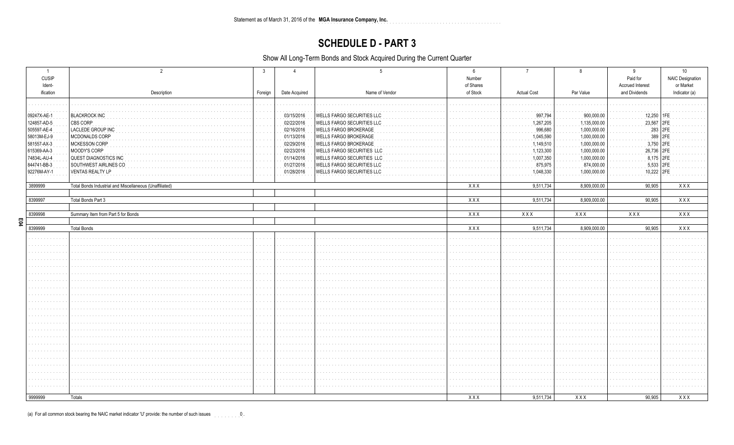Statement as of March 31, 2016 of the **MGA Insurance Company, Inc.**

# SCHEDULE D - PART 3

Show All Long-Term Bonds and Stock Acquired During the Current Quarter

| 1<br>CUSIP Ident-ification | 2<br>Description | 3<br>Foreign | 4<br>Date Acquired | 5<br>Name of Vendor | 6<br>Number of Shares of Stock | 7<br>Actual Cost | 8<br>Par Value | 9<br>Paid for Accrued Interest and Dividends | 10<br>NAIC Designation or Market Indicator (a) |
|---|---|---|---|---|---|---|---|---|---|
| 09247X-AE-1 | BLACKROCK INC | | 03/15/2016 | WELLS FARGO SECURITIES LLC | | 997,794 | 900,000.00 | 12,250 | 1FE |
| 124857-AD-5 | CBS CORP | | 02/22/2016 | WELLS FARGO SECURITIES LLC | | 1,267,205 | 1,135,000.00 | 23,567 | 2FE |
| 505597-AE-4 | LACLEDE GROUP INC | | 02/16/2016 | WELLS FARGO BROKERAGE | | 996,680 | 1,000,000.00 | 283 | 2FE |
| 58013M-EJ-9 | MCDONALDS CORP | | 01/13/2016 | WELLS FARGO BROKERAGE | | 1,045,590 | 1,000,000.00 | 389 | 2FE |
| 581557-AX-3 | MCKESSON CORP | | 02/29/2016 | WELLS FARGO BROKERAGE | | 1,149,510 | 1,000,000.00 | 3,750 | 2FE |
| 615369-AA-3 | MOODY'S CORP | | 02/23/2016 | WELLS FARGO SECURITIES LLC | | 1,123,300 | 1,000,000.00 | 26,736 | 2FE |
| 74834L-AU-4 | QUEST DIAGNOSTICS INC | | 01/14/2016 | WELLS FARGO SECURITIES LLC | | 1,007,350 | 1,000,000.00 | 8,175 | 2FE |
| 844741-BB-3 | SOUTHWEST AIRLINES CO | | 01/27/2016 | WELLS FARGO SECURITIES LLC | | 875,975 | 874,000.00 | 5,533 | 2FE |
| 92276M-AY-1 | VENTAS REALTY LP | | 01/28/2016 | WELLS FARGO SECURITIES LLC | | 1,048,330 | 1,000,000.00 | 10,222 | 2FE |
| 3899999 | Total Bonds Industrial and Miscellaneous (Unaffiliated) | | | | XXX | 9,511,734 | 8,909,000.00 | 90,905 | XXX |
| 8399997 | Total Bonds Part 3 | | | | XXX | 9,511,734 | 8,909,000.00 | 90,905 | XXX |
| 8399998 | Summary Item from Part 5 for Bonds | | | | XXX | XXX | XXX | XXX | XXX |
| 8399999 | Total Bonds | | | | XXX | 9,511,734 | 8,909,000.00 | 90,905 | XXX |
| 9999999 | Totals | | | | XXX | 9,511,734 | XXX | 90,905 | XXX |

(a) For all common stock bearing the NAIC market indicator 'U' provide: the number of such issues 0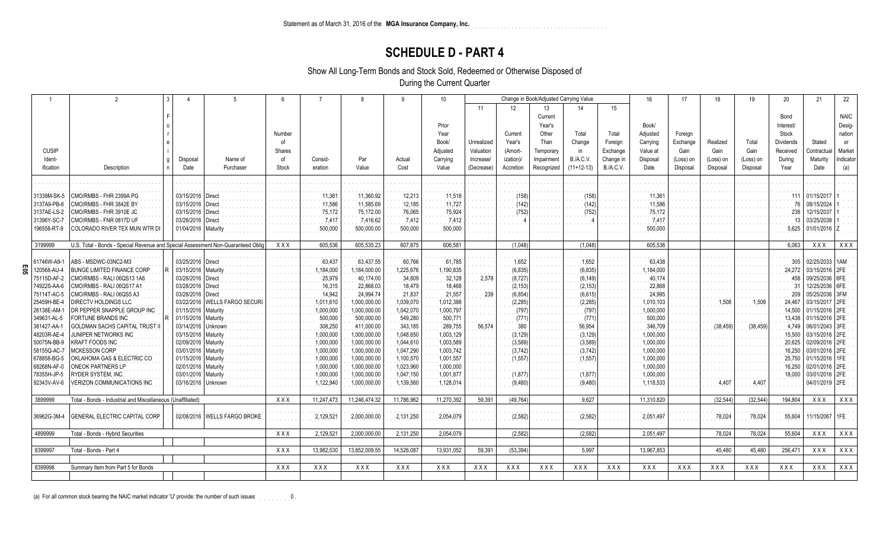Statement as of March 31, 2016 of the **MGA Insurance Company, Inc.**

# SCHEDULE D - PART 4

Show All Long-Term Bonds and Stock Sold, Redeemed or Otherwise Disposed of
During the Current Quarter

| 1 | 2 | 3 | 4 | 5 | 6 | 7 | 8 | 9 | 10 | Change in Book/Adjusted Carrying Value | | | | | 16 | 17 | 18 | 19 | 20 | 21 | 22 |
|---|---|---|---|---|---|---|---|---|---|---|---|---|---|---|---|---|---|---|---|---|---|
| | | | | | | | | | | 11 | 12 | 13 | 14 | 15 | | | | | | | |
| CUSIP Ident-ification | Description | Foreign | Disposal Date | Name of Purchaser | Number of Shares of Stock | Consid-eration | Par Value | Actual Cost | Prior Year Book/ Adjusted Carrying Value | Unrealized Valuation Increase/ (Decrease) | Current Year's (Amort-ization)/ Accretion | Current Year's Other Than Temporary Impairment Recognized | Total Change in B./A.C.V. (11+12-13) | Total Foreign Exchange Change in B./A.C.V. | Book/ Adjusted Carrying Value at Disposal Date | Foreign Exchange Gain (Loss) on Disposal | Realized Gain (Loss) on Disposal | Total Gain (Loss) on Disposal | Bond Interest/ Stock Dividends Received During Year | Stated Contractual Maturity Date | NAIC Desig-nation or Market Indicator (a) |
| 31339M-SK-5 | CMO/RMBS - FHR 2399A PG | | 03/15/2016 | Direct | | 11,361 | 11,360.92 | 12,213 | 11,518 | | (158) | | (158) | | 11,361 | | | | 111 | 01/15/2017 | 1 |
| 3137A9-PB-6 | CMO/RMBS - FHR 3842E BY | | 03/15/2016 | Direct | | 11,586 | 11,585.69 | 12,185 | 11,727 | | (142) | | (142) | | 11,586 | | | | 76 | 08/15/2024 | 1 |
| 3137AE-LS-2 | CMO/RMBS - FHR 3910E JC | | 03/15/2016 | Direct | | 75,172 | 75,172.00 | 76,065 | 75,924 | | (752) | | (752) | | 75,172 | | | | 238 | 12/15/2037 | 1 |
| 31396Y-SC-7 | CMO/RMBS - FNR 0817D UF | | 03/28/2016 | Direct | | 7,417 | 7,416.62 | 7,412 | 7,412 | | 4 | | 4 | | 7,417 | | | | 13 | 03/25/2038 | 1 |
| 196558-RT-9 | COLORADO RIVER TEX MUN WTR DI | | 01/04/2016 | Maturity | | 500,000 | 500,000.00 | 500,000 | 500,000 | | | | | | 500,000 | | | | 5,625 | 01/01/2016 | Z |
| 3199999 | U.S. Total - Bonds - Special Revenue and Special Assessment Non-Guaranteed Oblig | | | | XXX | 605,536 | 605,535.23 | 607,875 | 606,581 | | (1,048) | | (1,048) | | 605,536 | | | | 6,063 | XXX | XXX |
| 61746W-A9-1 | ABS - MSDWC-03NC2-M3 | | 03/25/2016 | Direct | | 63,437 | 63,437.55 | 60,766 | 61,785 | | 1,652 | | 1,652 | | 63,438 | | | | 305 | 02/25/2033 | 1AM |
| 120568-AU-4 | BUNGE LIMITED FINANCE CORP | R | 03/15/2016 | Maturity | | 1,184,000 | 1,184,000.00 | 1,225,676 | 1,190,835 | | (6,835) | | (6,835) | | 1,184,000 | | | | 24,272 | 03/15/2016 | 2FE |
| 75115D-AF-2 | CMO/RMBS - RALI 06QS13 1A6 | | 03/28/2016 | Direct | | 25,979 | 40,174.00 | 34,809 | 32,128 | 2,578 | (8,727) | | (6,149) | | 40,174 | | | | 458 | 09/25/2036 | 6FE |
| 74922S-AA-6 | CMO/RMBS - RALI 06QS17 A1 | | 03/28/2016 | Direct | | 16,315 | 22,868.03 | 18,479 | 18,468 | | (2,153) | | (2,153) | | 22,868 | | | | 31 | 12/25/2036 | 6FE |
| 75114T-AC-5 | CMO/RMBS - RALI 06QS5 A3 | | 03/28/2016 | Direct | | 14,942 | 24,994.74 | 21,837 | 21,557 | 239 | (6,854) | | (6,615) | | 24,995 | | | | 209 | 05/25/2036 | 3FM |
| 25459H-BE-4 | DIRECTV HOLDINGS LLC | | 03/22/2016 | WELLS FARGO SECURI | | 1,011,610 | 1,000,000.00 | 1,039,070 | 1,012,388 | | (2,285) | | (2,285) | | 1,010,103 | | 1,508 | 1,508 | 24,467 | 03/15/2017 | 2FE |
| 26138E-AM-1 | DR PEPPER SNAPPLE GROUP INC | | 01/15/2016 | Maturity | | 1,000,000 | 1,000,000.00 | 1,042,070 | 1,000,797 | | (797) | | (797) | | 1,000,000 | | | | 14,500 | 01/15/2016 | 2FE |
| 349631-AL-5 | FORTUNE BRANDS INC | R | 01/15/2016 | Maturity | | 500,000 | 500,000.00 | 549,280 | 500,771 | | (771) | | (771) | | 500,000 | | | | 13,438 | 01/15/2016 | 2FE |
| 381427-AA-1 | GOLDMAN SACHS CAPITAL TRUST II | | 03/14/2016 | Unknown | | 308,250 | 411,000.00 | 343,185 | 289,755 | 56,574 | 380 | | 56,954 | | 346,709 | | (38,459) | (38,459) | 4,749 | 06/01/2043 | 3FE |
| 48203R-AE-4 | JUNIPER NETWORKS INC | | 03/15/2016 | Maturity | | 1,000,000 | 1,000,000.00 | 1,048,650 | 1,003,129 | | (3,129) | | (3,129) | | 1,000,000 | | | | 15,500 | 03/15/2016 | 2FE |
| 50075N-BB-9 | KRAFT FOODS INC | | 02/09/2016 | Maturity | | 1,000,000 | 1,000,000.00 | 1,044,610 | 1,003,589 | | (3,589) | | (3,589) | | 1,000,000 | | | | 20,625 | 02/09/2016 | 2FE |
| 58155Q-AC-7 | MCKESSON CORP | | 03/01/2016 | Maturity | | 1,000,000 | 1,000,000.00 | 1,047,290 | 1,003,742 | | (3,742) | | (3,742) | | 1,000,000 | | | | 16,250 | 03/01/2016 | 2FE |
| 678858-BG-5 | OKLAHOMA GAS & ELECTRIC CO | | 01/15/2016 | Maturity | | 1,000,000 | 1,000,000.00 | 1,100,570 | 1,001,557 | | (1,557) | | (1,557) | | 1,000,000 | | | | 25,750 | 01/15/2016 | 1FE |
| 68268N-AF-0 | ONEOK PARTNERS LP | | 02/01/2016 | Maturity | | 1,000,000 | 1,000,000.00 | 1,023,960 | 1,000,000 | | | | | | 1,000,000 | | | | 16,250 | 02/01/2016 | 2FE |
| 78355H-JP-5 | RYDER SYSTEM, INC. | | 03/01/2016 | Maturity | | 1,000,000 | 1,000,000.00 | 1,047,150 | 1,001,877 | | (1,877) | | (1,877) | | 1,000,000 | | | | 18,000 | 03/01/2016 | 2FE |
| 92343V-AV-6 | VERIZON COMMUNICATIONS INC | | 03/16/2016 | Unknown | | 1,122,940 | 1,000,000.00 | 1,139,560 | 1,128,014 | | (9,480) | | (9,480) | | 1,118,533 | | 4,407 | 4,407 | | 04/01/2019 | 2FE |
| 3899999 | Total - Bonds - Industrial and Miscellaneous (Unaffiliated) | | | | XXX | 11,247,473 | 11,246,474.32 | 11,786,962 | 11,270,392 | 59,391 | (49,764) | | 9,627 | | 11,310,820 | | (32,544) | (32,544) | 194,804 | XXX | XXX |
| 36962G-3M-4 | GENERAL ELECTRIC CAPITAL CORP | | 02/08/2016 | WELLS FARGO BROKE | | 2,129,521 | 2,000,000.00 | 2,131,250 | 2,054,079 | | (2,582) | | (2,582) | | 2,051,497 | | 78,024 | 78,024 | 55,604 | 11/15/2067 | 1FE |
| 4899999 | Total - Bonds - Hybrid Securities | | | | XXX | 2,129,521 | 2,000,000.00 | 2,131,250 | 2,054,079 | | (2,582) | | (2,582) | | 2,051,497 | | 78,024 | 78,024 | 55,604 | XXX | XXX |
| 8399997 | Total - Bonds - Part 4 | | | | XXX | 13,982,530 | 13,852,009.55 | 14,526,087 | 13,931,052 | 59,391 | (53,394) | | 5,997 | | 13,967,853 | | 45,480 | 45,480 | 256,471 | XXX | XXX |
| 8399998 | Summary Item from Part 5 for Bonds | | | | XXX | XXX | XXX | XXX | XXX | XXX | XXX | XXX | XXX | XXX | XXX | XXX | XXX | XXX | XXX | XXX | XXX |

(a) For all common stock bearing the NAIC market indicator 'U' provide: the number of such issues 0.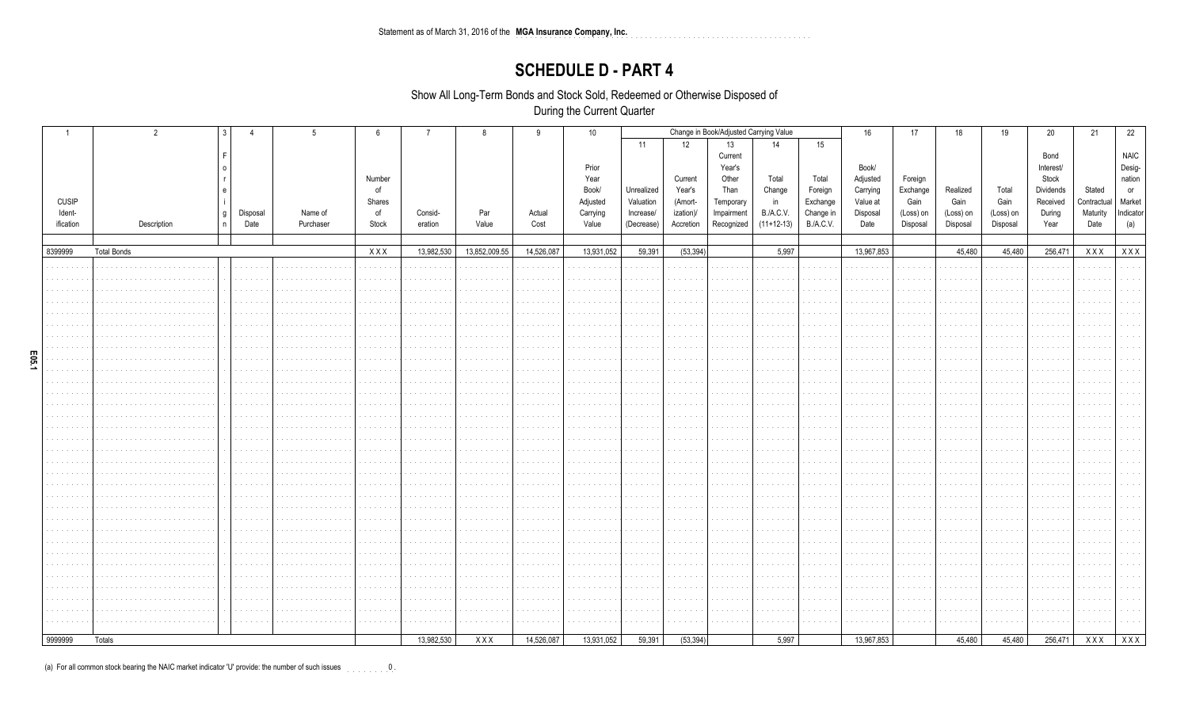Statement as of March 31, 2016 of the **MGA Insurance Company, Inc.**

# SCHEDULE D - PART 4

Show All Long-Term Bonds and Stock Sold, Redeemed or Otherwise Disposed of
During the Current Quarter

| 1 | 2 | 3 | 4 | 5 | 6 | 7 | 8 | 9 | 10 | Change in Book/Adjusted Carrying Value | | | | | 16 | 17 | 18 | 19 | 20 | 21 | 22 |
|---|---|---|---|---|---|---|---|---|---|---|---|---|---|---|---|---|---|---|---|---|---|
| | | | | | | | | | | 11 | 12 | 13 | 14 | 15 | | | | | | | |
| CUSIP Identification | Description | Foreign | Disposal Date | Name of Purchaser | Number of Shares of Stock | Consideration | Par Value | Actual Cost | Prior Year Book/ Adjusted Carrying Value | Unrealized Valuation Increase/ (Decrease) | Current Year's (Amortization)/ Accretion | Current Year's Other Than Temporary Impairment Recognized | Total Change in B./A.C.V. (11+12-13) | Total Foreign Exchange Change in B./A.C.V. | Book/ Adjusted Carrying Value at Disposal Date | Foreign Exchange Gain (Loss) on Disposal | Realized Gain (Loss) on Disposal | Total Gain (Loss) on Disposal | Bond Interest/ Stock Dividends Received During Year | Stated Contractual Maturity Date | NAIC Designation or Market Indicator (a) |
| 8399999 | Total Bonds | | | | X X X | 13,982,530 | 13,852,009.55 | 14,526,087 | 13,931,052 | 59,391 | (53,394) | | 5,997 | | 13,967,853 | | 45,480 | 45,480 | 256,471 | X X X | X X X |
| 9999999 | Totals | | | | | 13,982,530 | X X X | 14,526,087 | 13,931,052 | 59,391 | (53,394) | | 5,997 | | 13,967,853 | | 45,480 | 45,480 | 256,471 | X X X | X X X |

(a) For all common stock bearing the NAIC market indicator 'U' provide: the number of such issues 0.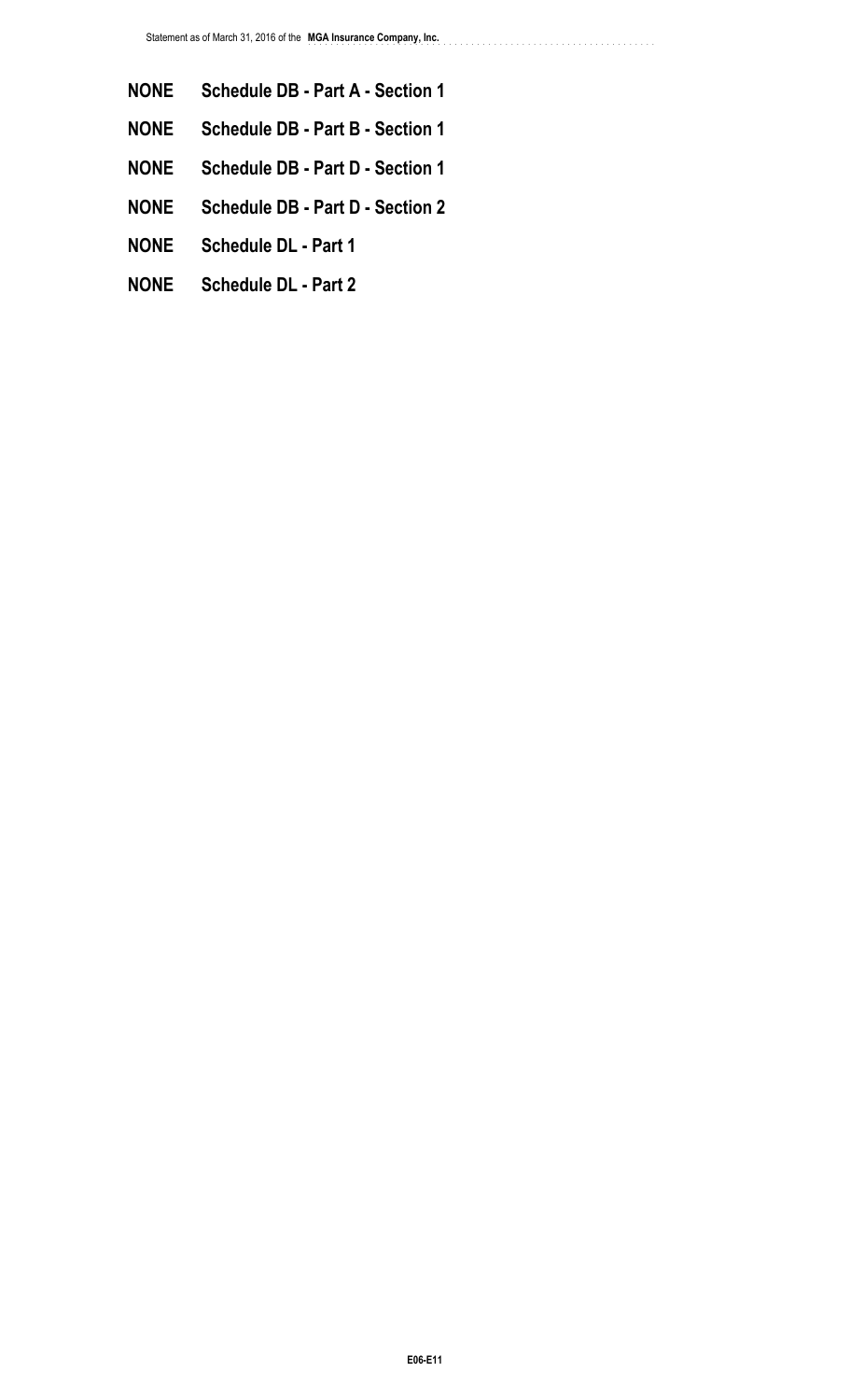**NONE** **Schedule DB - Part A - Section 1**

**NONE** **Schedule DB - Part B - Section 1**

**NONE** **Schedule DB - Part D - Section 1**

**NONE** **Schedule DB - Part D - Section 2**

**NONE** **Schedule DL - Part 1**

**NONE** **Schedule DL - Part 2**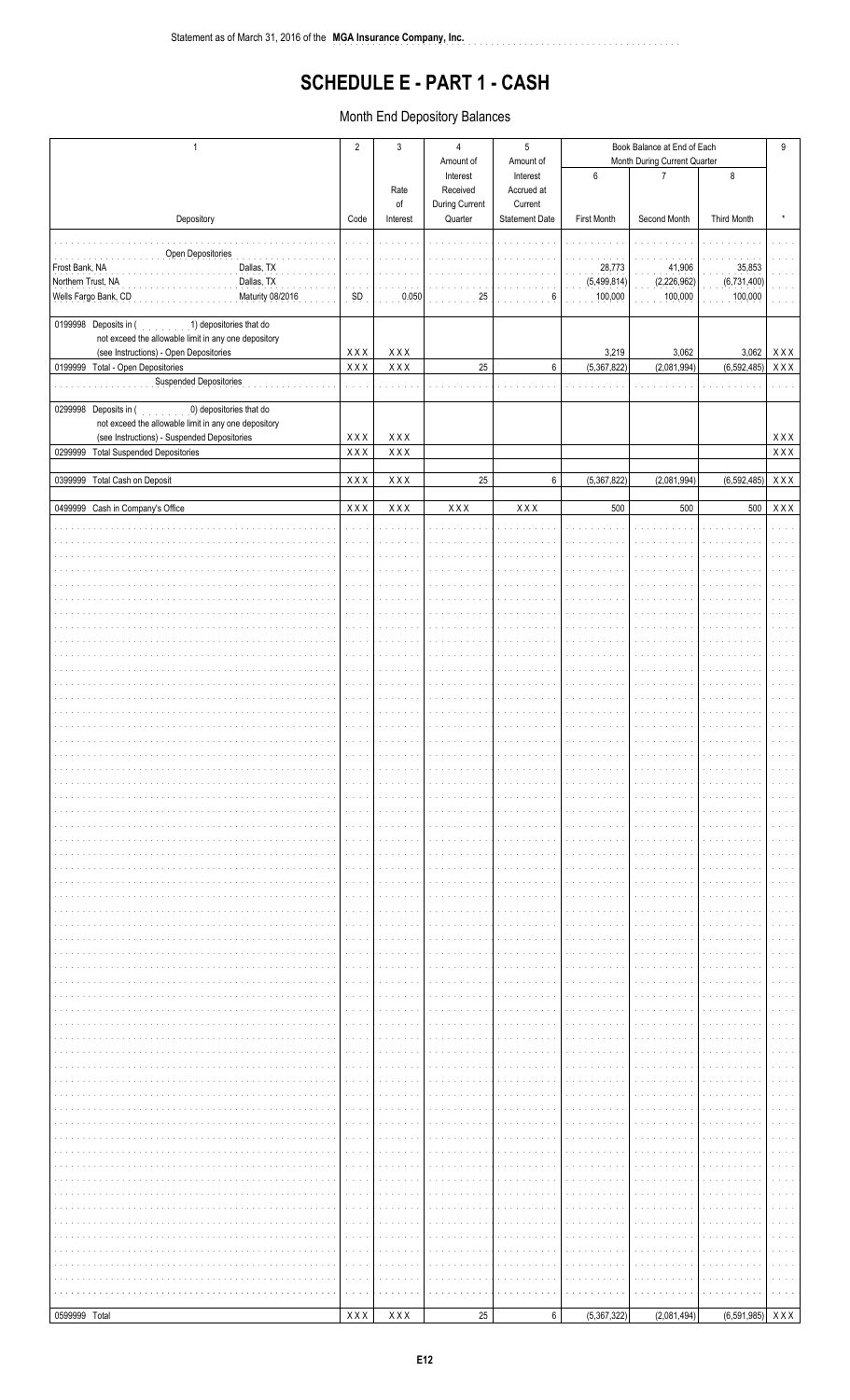# SCHEDULE E - PART 1 - CASH

## Month End Depository Balances

| 1 | 2 | 3 | 4 | 5 | Book Balance at End of Each Month During Current Quarter | | | 9 |
|---|---|---|---|---|---|---|---|---|
| Depository | Code | Rate of Interest | Amount of Interest Received During Current Quarter | Amount of Interest Accrued at Current Statement Date | 6 First Month | 7 Second Month | 8 Third Month | * |
| Open Depositories | | | | | | | | |
| Frost Bank, NA Dallas, TX | | | | | 28,773 | 41,906 | 35,853 | |
| Northern Trust, NA Dallas, TX | | | | | (5,499,814) | (2,226,962) | (6,731,400) | |
| Wells Fargo Bank, CD Maturity 08/2016 | SD | 0.050 | 25 | 6 | 100,000 | 100,000 | 100,000 | |
| 0199998 Deposits in ( 1) depositories that do not exceed the allowable limit in any one depository (see Instructions) - Open Depositories | XXX | XXX | | | 3,219 | 3,062 | 3,062 | XXX |
| 0199999 Total - Open Depositories | XXX | XXX | 25 | 6 | (5,367,822) | (2,081,994) | (6,592,485) | XXX |
| Suspended Depositories | | | | | | | | |
| 0299998 Deposits in ( 0) depositories that do not exceed the allowable limit in any one depository (see Instructions) - Suspended Depositories | XXX | XXX | | | | | | XXX |
| 0299999 Total Suspended Depositories | XXX | XXX | | | | | | XXX |
| 0399999 Total Cash on Deposit | XXX | XXX | 25 | 6 | (5,367,822) | (2,081,994) | (6,592,485) | XXX |
| 0499999 Cash in Company's Office | XXX | XXX | XXX | XXX | 500 | 500 | 500 | XXX |
| 0599999 Total | XXX | XXX | 25 | 6 | (5,367,322) | (2,081,494) | (6,591,985) | XXX |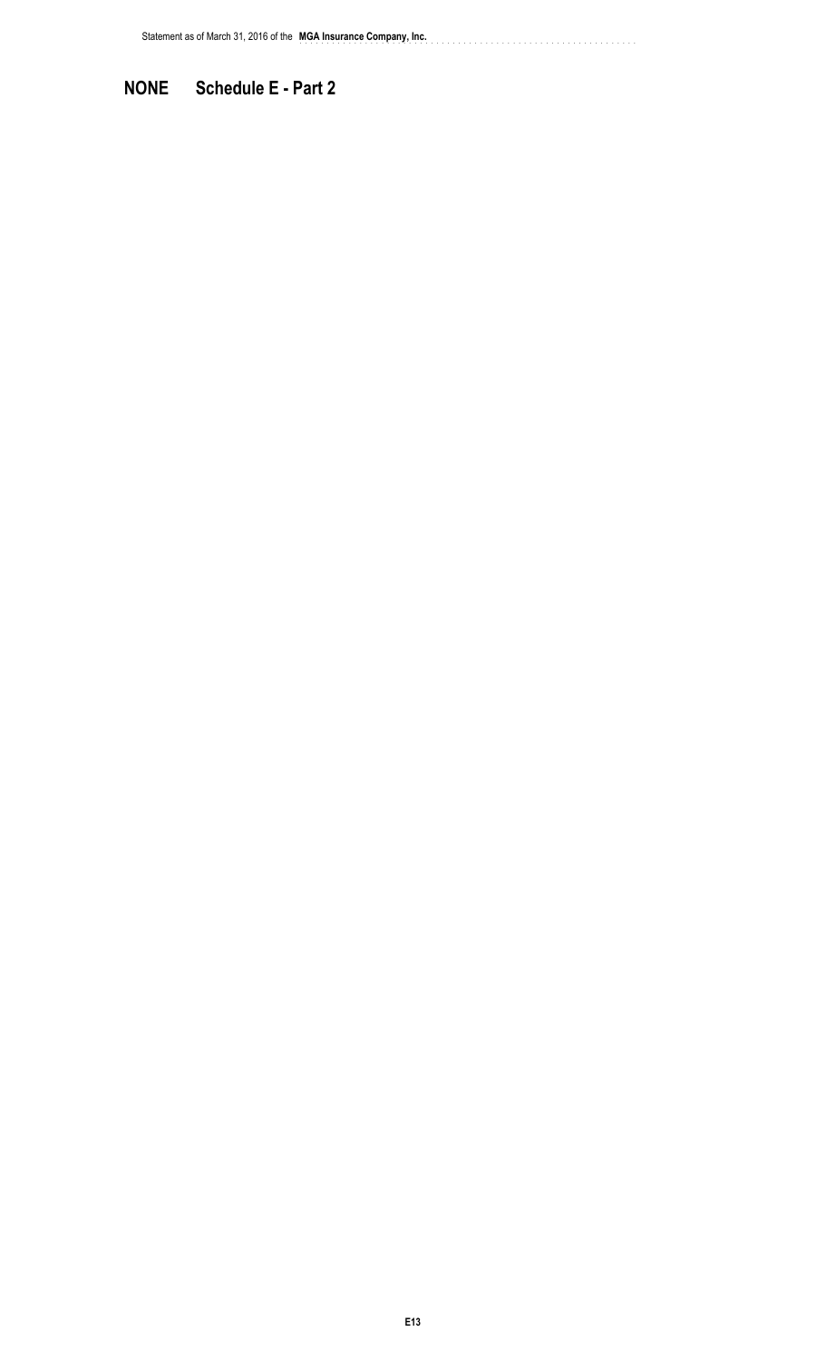## NONE Schedule E - Part 2